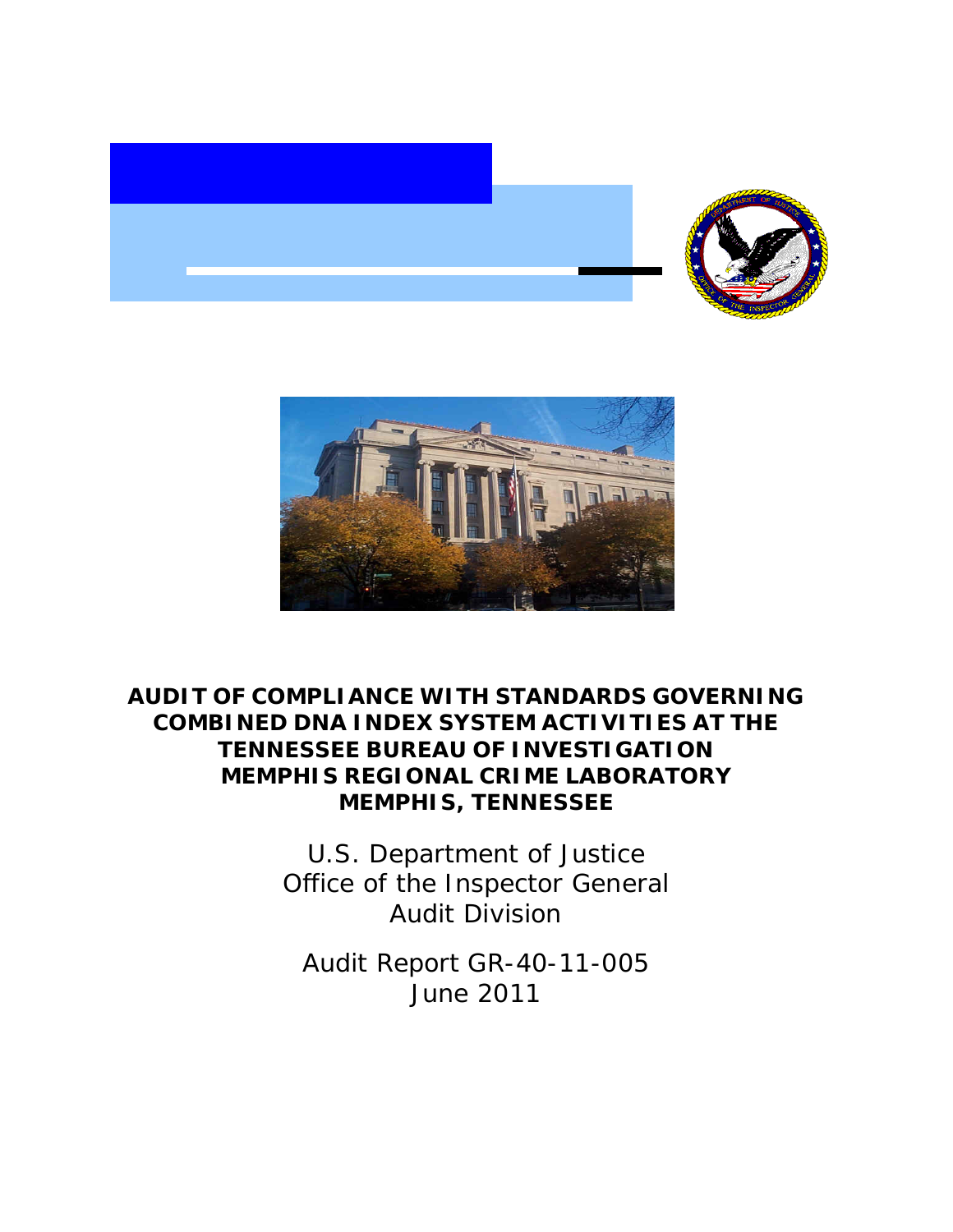# AUDIT OF COMPLIANCE WITH STANDARDS GOVERNING COMBINED DNA INDEX SYSTEM ACTIVITIES AT THE TENNESSEE BUREAU OF INVESTIGATION MEMPHIS REGIONAL CRIME LABORATORY MEMPHIS, TENNESSEE

U.S. Department of Justice
Office of the Inspector General
Audit Division

Audit Report GR-40-11-005
June 2011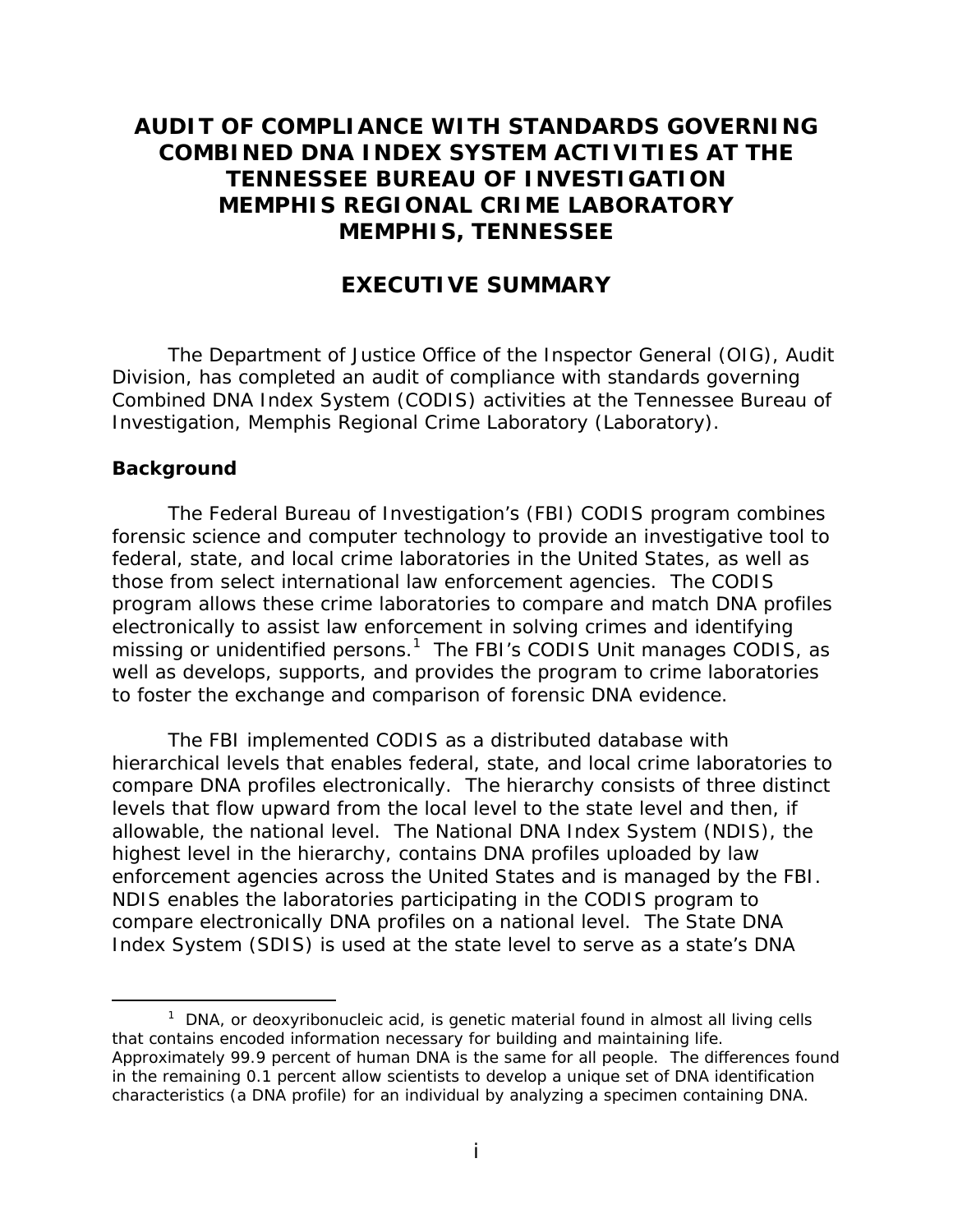# AUDIT OF COMPLIANCE WITH STANDARDS GOVERNING COMBINED DNA INDEX SYSTEM ACTIVITIES AT THE TENNESSEE BUREAU OF INVESTIGATION MEMPHIS REGIONAL CRIME LABORATORY MEMPHIS, TENNESSEE

## EXECUTIVE SUMMARY

The Department of Justice Office of the Inspector General (OIG), Audit Division, has completed an audit of compliance with standards governing Combined DNA Index System (CODIS) activities at the Tennessee Bureau of Investigation, Memphis Regional Crime Laboratory (Laboratory).

### Background

The Federal Bureau of Investigation's (FBI) CODIS program combines forensic science and computer technology to provide an investigative tool to federal, state, and local crime laboratories in the United States, as well as those from select international law enforcement agencies. The CODIS program allows these crime laboratories to compare and match DNA profiles electronically to assist law enforcement in solving crimes and identifying missing or unidentified persons.[1] The FBI's CODIS Unit manages CODIS, as well as develops, supports, and provides the program to crime laboratories to foster the exchange and comparison of forensic DNA evidence.

The FBI implemented CODIS as a distributed database with hierarchical levels that enables federal, state, and local crime laboratories to compare DNA profiles electronically. The hierarchy consists of three distinct levels that flow upward from the local level to the state level and then, if allowable, the national level. The National DNA Index System (NDIS), the highest level in the hierarchy, contains DNA profiles uploaded by law enforcement agencies across the United States and is managed by the FBI. NDIS enables the laboratories participating in the CODIS program to compare electronically DNA profiles on a national level. The State DNA Index System (SDIS) is used at the state level to serve as a state's DNA

[1] DNA, or deoxyribonucleic acid, is genetic material found in almost all living cells that contains encoded information necessary for building and maintaining life. Approximately 99.9 percent of human DNA is the same for all people. The differences found in the remaining 0.1 percent allow scientists to develop a unique set of DNA identification characteristics (a DNA profile) for an individual by analyzing a specimen containing DNA.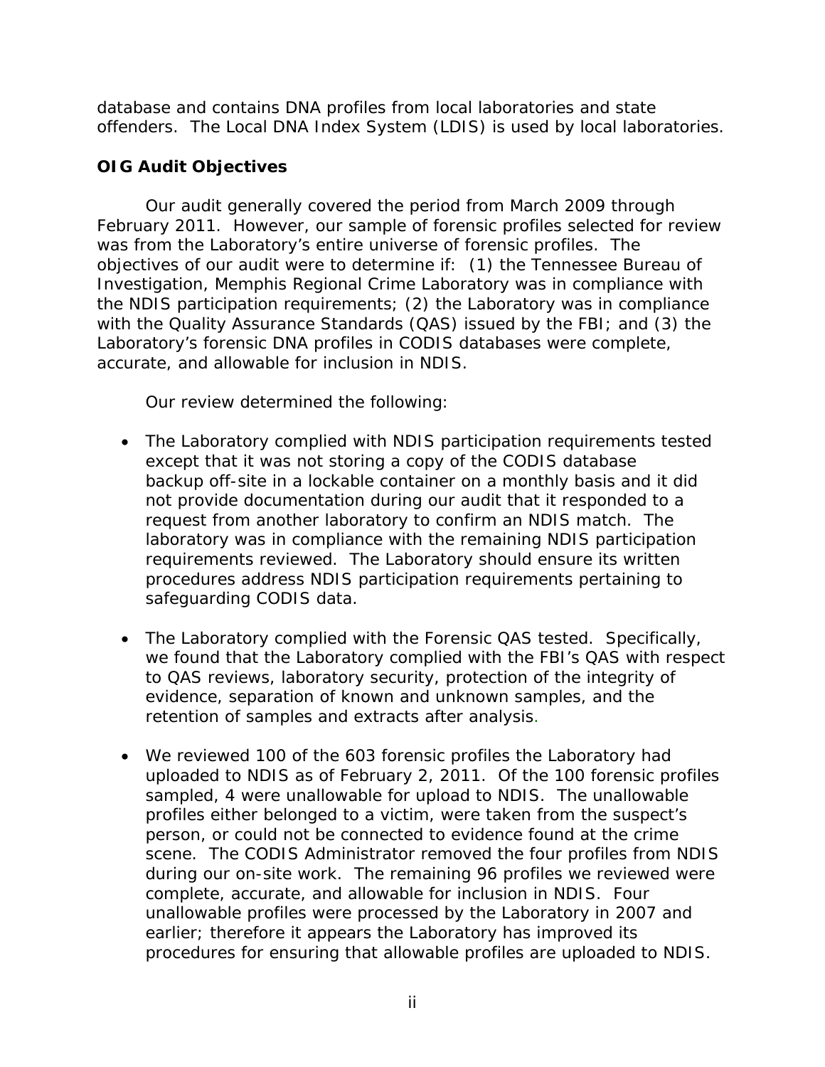database and contains DNA profiles from local laboratories and state offenders. The Local DNA Index System (LDIS) is used by local laboratories.

**OIG Audit Objectives**

Our audit generally covered the period from March 2009 through February 2011. However, our sample of forensic profiles selected for review was from the Laboratory's entire universe of forensic profiles. The objectives of our audit were to determine if: (1) the Tennessee Bureau of Investigation, Memphis Regional Crime Laboratory was in compliance with the NDIS participation requirements; (2) the Laboratory was in compliance with the Quality Assurance Standards (QAS) issued by the FBI; and (3) the Laboratory's forensic DNA profiles in CODIS databases were complete, accurate, and allowable for inclusion in NDIS.

Our review determined the following:

- The Laboratory complied with NDIS participation requirements tested except that it was not storing a copy of the CODIS database backup off-site in a lockable container on a monthly basis and it did not provide documentation during our audit that it responded to a request from another laboratory to confirm an NDIS match. The laboratory was in compliance with the remaining NDIS participation requirements reviewed. The Laboratory should ensure its written procedures address NDIS participation requirements pertaining to safeguarding CODIS data.

- The Laboratory complied with the Forensic QAS tested. Specifically, we found that the Laboratory complied with the FBI's QAS with respect to QAS reviews, laboratory security, protection of the integrity of evidence, separation of known and unknown samples, and the retention of samples and extracts after analysis.

- We reviewed 100 of the 603 forensic profiles the Laboratory had uploaded to NDIS as of February 2, 2011. Of the 100 forensic profiles sampled, 4 were unallowable for upload to NDIS. The unallowable profiles either belonged to a victim, were taken from the suspect's person, or could not be connected to evidence found at the crime scene. The CODIS Administrator removed the four profiles from NDIS during our on-site work. The remaining 96 profiles we reviewed were complete, accurate, and allowable for inclusion in NDIS. Four unallowable profiles were processed by the Laboratory in 2007 and earlier; therefore it appears the Laboratory has improved its procedures for ensuring that allowable profiles are uploaded to NDIS.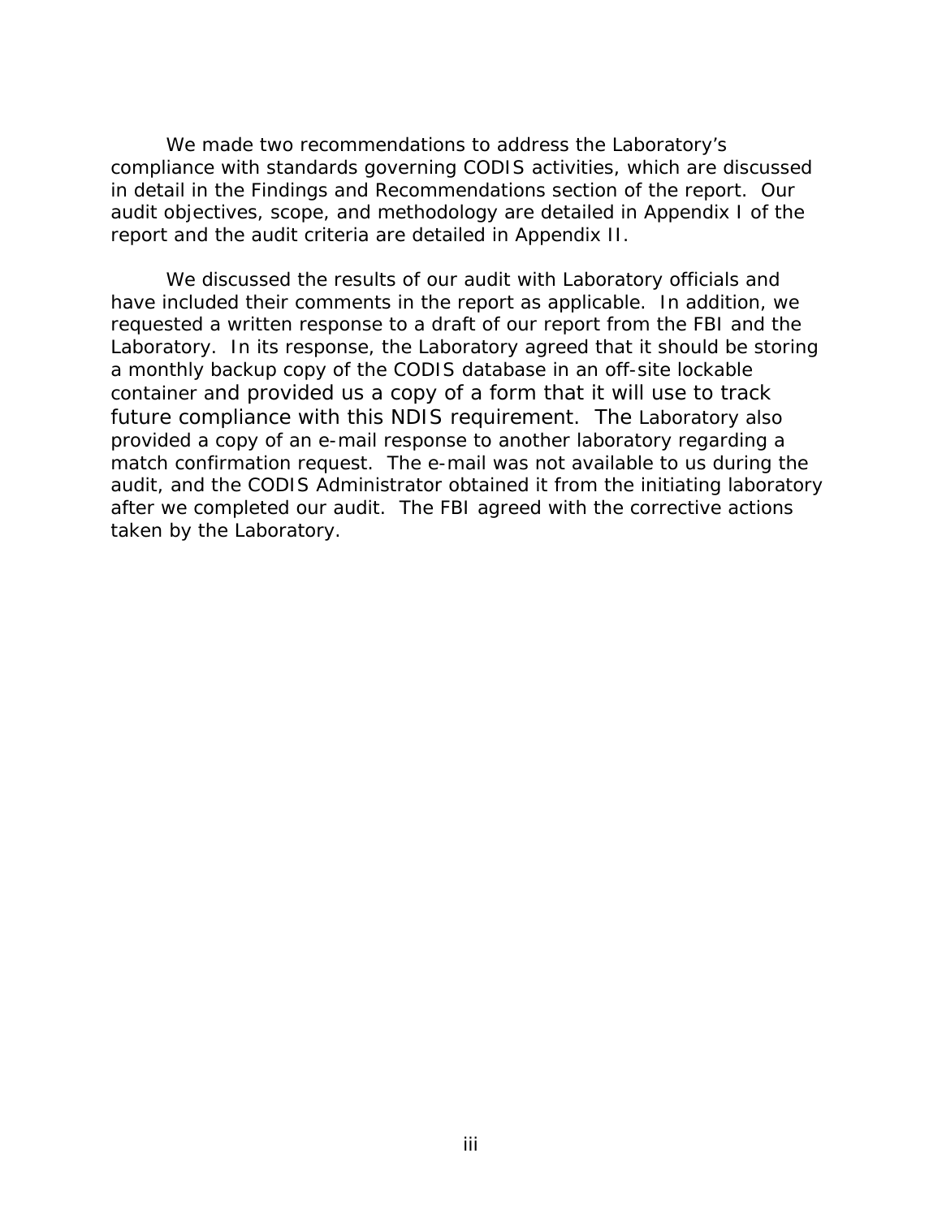We made two recommendations to address the Laboratory's compliance with standards governing CODIS activities, which are discussed in detail in the Findings and Recommendations section of the report. Our audit objectives, scope, and methodology are detailed in Appendix I of the report and the audit criteria are detailed in Appendix II.

We discussed the results of our audit with Laboratory officials and have included their comments in the report as applicable. In addition, we requested a written response to a draft of our report from the FBI and the Laboratory. In its response, the Laboratory agreed that it should be storing a monthly backup copy of the CODIS database in an off-site lockable container and provided us a copy of a form that it will use to track future compliance with this NDIS requirement. The Laboratory also provided a copy of an e-mail response to another laboratory regarding a match confirmation request. The e-mail was not available to us during the audit, and the CODIS Administrator obtained it from the initiating laboratory after we completed our audit. The FBI agreed with the corrective actions taken by the Laboratory.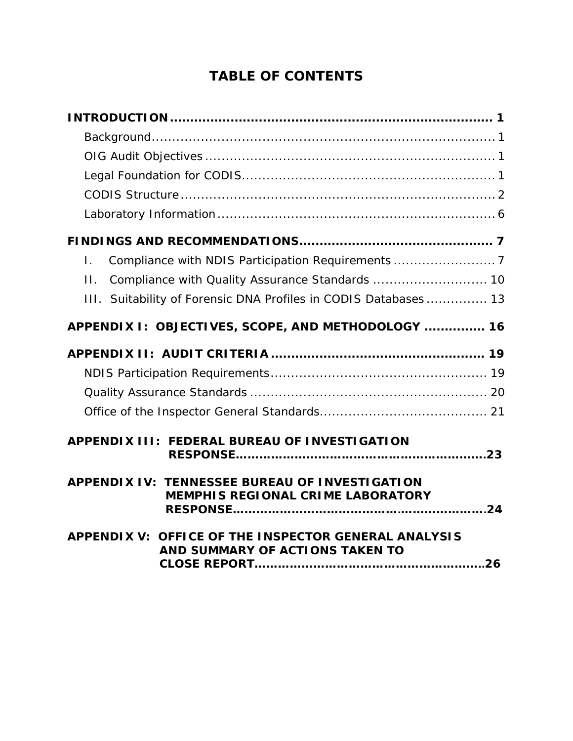# TABLE OF CONTENTS

**INTRODUCTION** ........................................................................ **1**

- Background ........................................................................ 1
- OIG Audit Objectives ........................................................................ 1
- Legal Foundation for CODIS ........................................................................ 1
- CODIS Structure ........................................................................ 2
- Laboratory Information ........................................................................ 6

**FINDINGS AND RECOMMENDATIONS** ........................................................................ **7**

- I. Compliance with NDIS Participation Requirements ........................................ 7
- II. Compliance with Quality Assurance Standards ........................................ 10
- III. Suitability of Forensic DNA Profiles in CODIS Databases ........................ 13

**APPENDIX I: OBJECTIVES, SCOPE, AND METHODOLOGY** .............. **16**

**APPENDIX II: AUDIT CRITERIA** ........................................................................ **19**

- NDIS Participation Requirements ........................................................................ 19
- Quality Assurance Standards ........................................................................ 20
- Office of the Inspector General Standards ........................................................ 21

**APPENDIX III: FEDERAL BUREAU OF INVESTIGATION RESPONSE** ........................................................................ **23**

**APPENDIX IV: TENNESSEE BUREAU OF INVESTIGATION MEMPHIS REGIONAL CRIME LABORATORY RESPONSE** ........................................................................ **24**

**APPENDIX V: OFFICE OF THE INSPECTOR GENERAL ANALYSIS AND SUMMARY OF ACTIONS TAKEN TO CLOSE REPORT** ........................................................................ **26**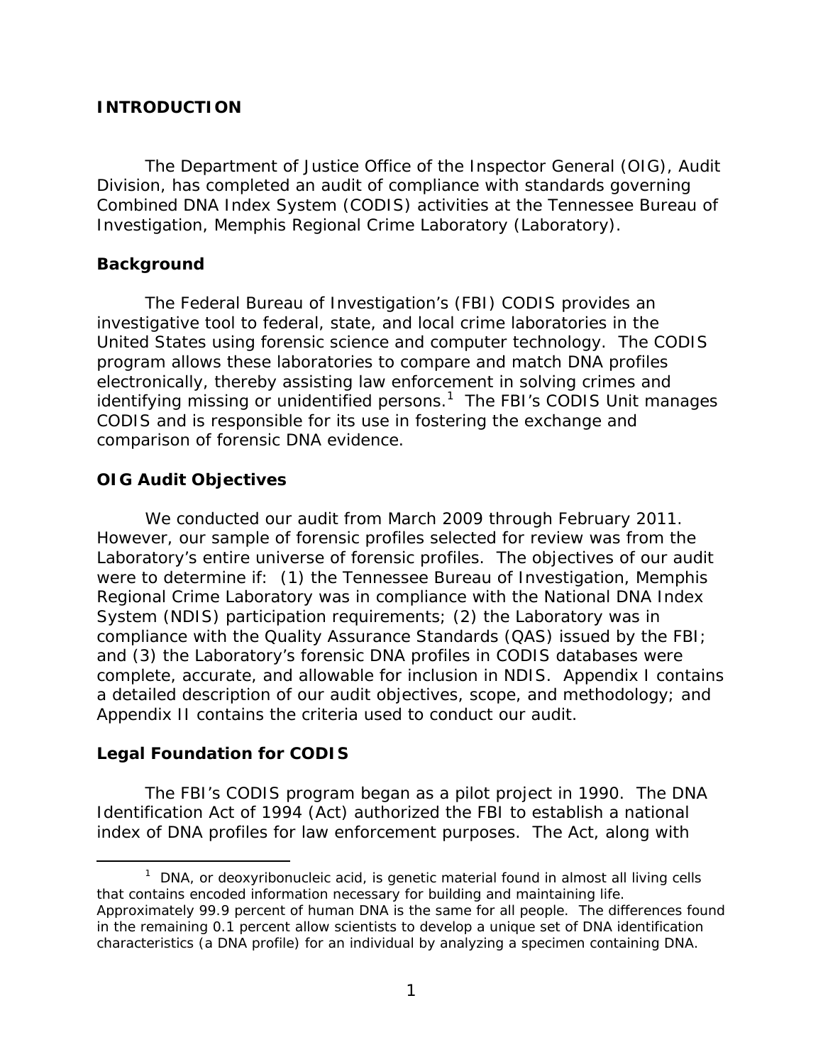## INTRODUCTION

The Department of Justice Office of the Inspector General (OIG), Audit Division, has completed an audit of compliance with standards governing Combined DNA Index System (CODIS) activities at the Tennessee Bureau of Investigation, Memphis Regional Crime Laboratory (Laboratory).

### Background

The Federal Bureau of Investigation's (FBI) CODIS provides an investigative tool to federal, state, and local crime laboratories in the United States using forensic science and computer technology. The CODIS program allows these laboratories to compare and match DNA profiles electronically, thereby assisting law enforcement in solving crimes and identifying missing or unidentified persons.[1] The FBI's CODIS Unit manages CODIS and is responsible for its use in fostering the exchange and comparison of forensic DNA evidence.

### OIG Audit Objectives

We conducted our audit from March 2009 through February 2011. However, our sample of forensic profiles selected for review was from the Laboratory's entire universe of forensic profiles. The objectives of our audit were to determine if: (1) the Tennessee Bureau of Investigation, Memphis Regional Crime Laboratory was in compliance with the National DNA Index System (NDIS) participation requirements; (2) the Laboratory was in compliance with the Quality Assurance Standards (QAS) issued by the FBI; and (3) the Laboratory's forensic DNA profiles in CODIS databases were complete, accurate, and allowable for inclusion in NDIS. Appendix I contains a detailed description of our audit objectives, scope, and methodology; and Appendix II contains the criteria used to conduct our audit.

### Legal Foundation for CODIS

The FBI's CODIS program began as a pilot project in 1990. The DNA Identification Act of 1994 (Act) authorized the FBI to establish a national index of DNA profiles for law enforcement purposes. The Act, along with

---

[1] DNA, or deoxyribonucleic acid, is genetic material found in almost all living cells that contains encoded information necessary for building and maintaining life. Approximately 99.9 percent of human DNA is the same for all people. The differences found in the remaining 0.1 percent allow scientists to develop a unique set of DNA identification characteristics (a DNA profile) for an individual by analyzing a specimen containing DNA.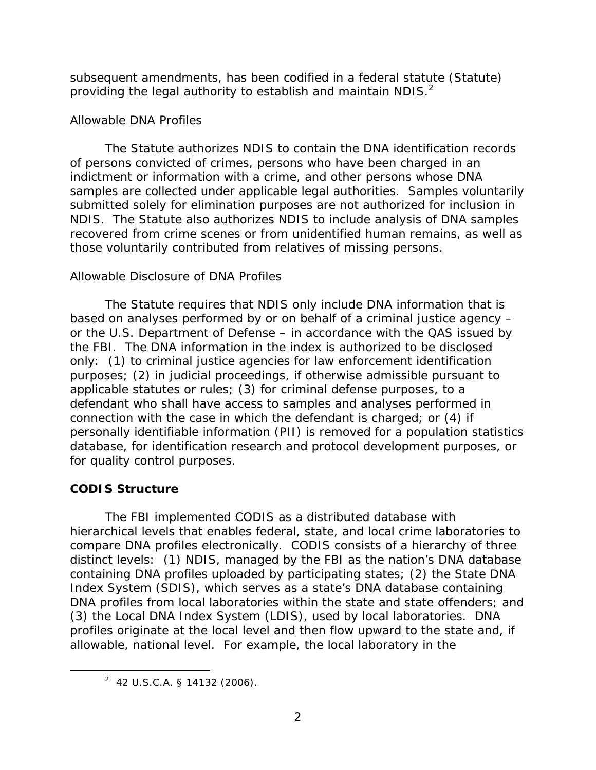subsequent amendments, has been codified in a federal statute (Statute) providing the legal authority to establish and maintain NDIS.[2]

*Allowable DNA Profiles*

The Statute authorizes NDIS to contain the DNA identification records of persons convicted of crimes, persons who have been charged in an indictment or information with a crime, and other persons whose DNA samples are collected under applicable legal authorities. Samples voluntarily submitted solely for elimination purposes are not authorized for inclusion in NDIS. The Statute also authorizes NDIS to include analysis of DNA samples recovered from crime scenes or from unidentified human remains, as well as those voluntarily contributed from relatives of missing persons.

*Allowable Disclosure of DNA Profiles*

The Statute requires that NDIS only include DNA information that is based on analyses performed by or on behalf of a criminal justice agency – or the U.S. Department of Defense – in accordance with the QAS issued by the FBI. The DNA information in the index is authorized to be disclosed only: (1) to criminal justice agencies for law enforcement identification purposes; (2) in judicial proceedings, if otherwise admissible pursuant to applicable statutes or rules; (3) for criminal defense purposes, to a defendant who shall have access to samples and analyses performed in connection with the case in which the defendant is charged; or (4) if personally identifiable information (PII) is removed for a population statistics database, for identification research and protocol development purposes, or for quality control purposes.

**CODIS Structure**

The FBI implemented CODIS as a distributed database with hierarchical levels that enables federal, state, and local crime laboratories to compare DNA profiles electronically. CODIS consists of a hierarchy of three distinct levels: (1) NDIS, managed by the FBI as the nation's DNA database containing DNA profiles uploaded by participating states; (2) the State DNA Index System (SDIS), which serves as a state's DNA database containing DNA profiles from local laboratories within the state and state offenders; and (3) the Local DNA Index System (LDIS), used by local laboratories. DNA profiles originate at the local level and then flow upward to the state and, if allowable, national level. For example, the local laboratory in the

---

[2] 42 U.S.C.A. § 14132 (2006).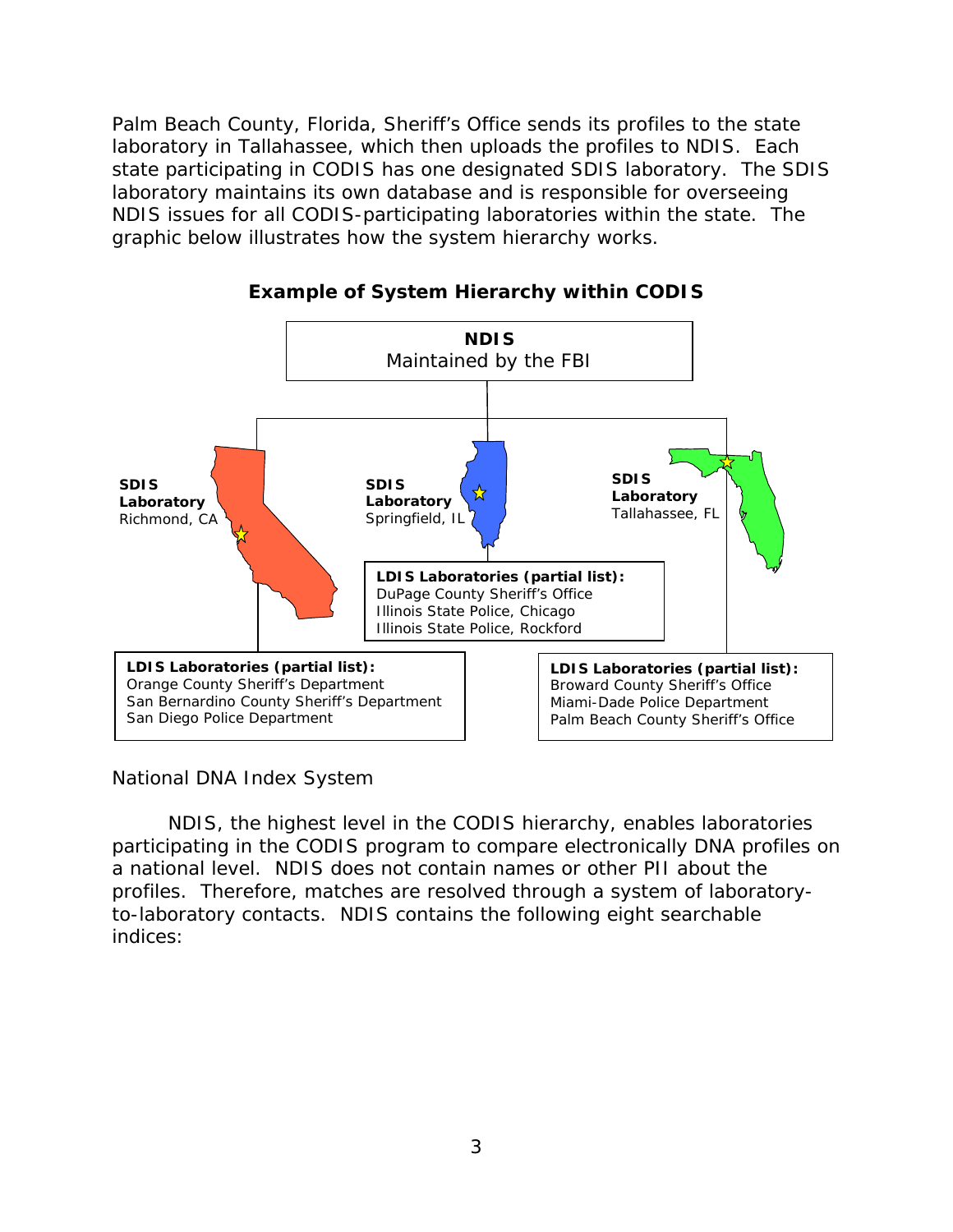Palm Beach County, Florida, Sheriff's Office sends its profiles to the state laboratory in Tallahassee, which then uploads the profiles to NDIS. Each state participating in CODIS has one designated SDIS laboratory. The SDIS laboratory maintains its own database and is responsible for overseeing NDIS issues for all CODIS-participating laboratories within the state. The graphic below illustrates how the system hierarchy works.

**Example of System Hierarchy within CODIS**

**NDIS**
Maintained by the FBI

**SDIS Laboratory**
Richmond, CA

**LDIS Laboratories (partial list):**
Orange County Sheriff's Department
San Bernardino County Sheriff's Department
San Diego Police Department

**SDIS Laboratory**
Springfield, IL

**LDIS Laboratories (partial list):**
DuPage County Sheriff's Office
Illinois State Police, Chicago
Illinois State Police, Rockford

**SDIS Laboratory**
Tallahassee, FL

**LDIS Laboratories (partial list):**
Broward County Sheriff's Office
Miami-Dade Police Department
Palm Beach County Sheriff's Office

National DNA Index System

NDIS, the highest level in the CODIS hierarchy, enables laboratories participating in the CODIS program to compare electronically DNA profiles on a national level. NDIS does not contain names or other PII about the profiles. Therefore, matches are resolved through a system of laboratory-to-laboratory contacts. NDIS contains the following eight searchable indices: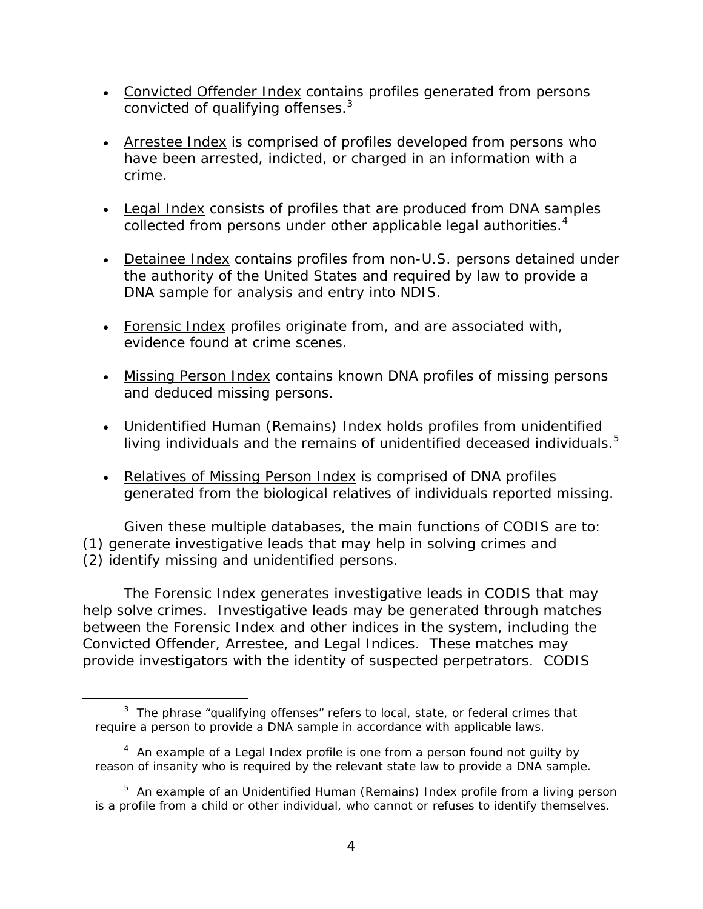- Convicted Offender Index contains profiles generated from persons convicted of qualifying offenses.[3]

- Arrestee Index is comprised of profiles developed from persons who have been arrested, indicted, or charged in an information with a crime.

- Legal Index consists of profiles that are produced from DNA samples collected from persons under other applicable legal authorities.[4]

- Detainee Index contains profiles from non-U.S. persons detained under the authority of the United States and required by law to provide a DNA sample for analysis and entry into NDIS.

- Forensic Index profiles originate from, and are associated with, evidence found at crime scenes.

- Missing Person Index contains known DNA profiles of missing persons and deduced missing persons.

- Unidentified Human (Remains) Index holds profiles from unidentified living individuals and the remains of unidentified deceased individuals.[5]

- Relatives of Missing Person Index is comprised of DNA profiles generated from the biological relatives of individuals reported missing.

Given these multiple databases, the main functions of CODIS are to: (1) generate investigative leads that may help in solving crimes and (2) identify missing and unidentified persons.

The Forensic Index generates investigative leads in CODIS that may help solve crimes. Investigative leads may be generated through matches between the Forensic Index and other indices in the system, including the Convicted Offender, Arrestee, and Legal Indices. These matches may provide investigators with the identity of suspected perpetrators. CODIS

---

[3] The phrase "qualifying offenses" refers to local, state, or federal crimes that require a person to provide a DNA sample in accordance with applicable laws.

[4] An example of a Legal Index profile is one from a person found not guilty by reason of insanity who is required by the relevant state law to provide a DNA sample.

[5] An example of an Unidentified Human (Remains) Index profile from a living person is a profile from a child or other individual, who cannot or refuses to identify themselves.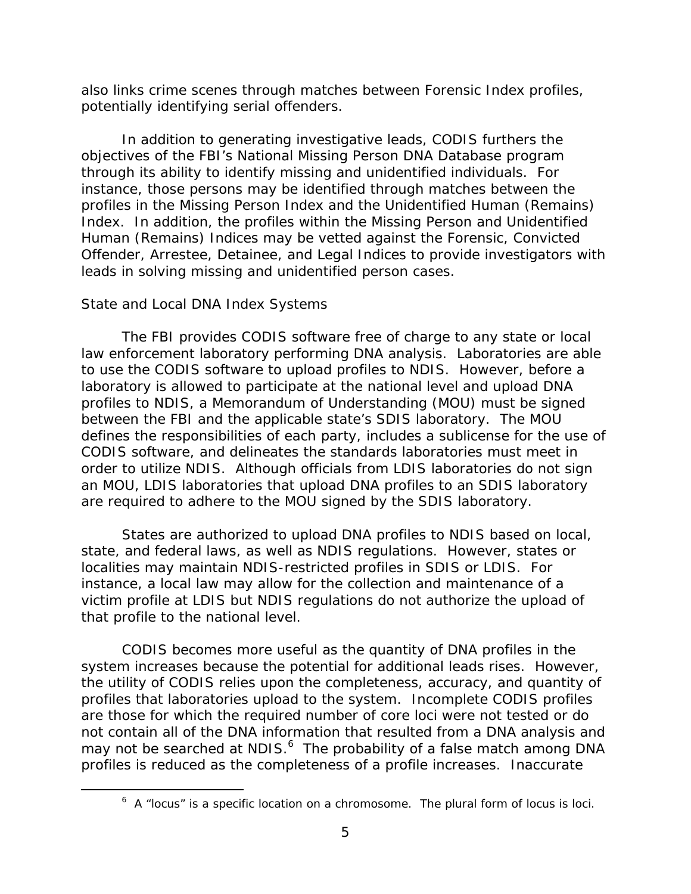also links crime scenes through matches between Forensic Index profiles, potentially identifying serial offenders.

In addition to generating investigative leads, CODIS furthers the objectives of the FBI's National Missing Person DNA Database program through its ability to identify missing and unidentified individuals. For instance, those persons may be identified through matches between the profiles in the Missing Person Index and the Unidentified Human (Remains) Index. In addition, the profiles within the Missing Person and Unidentified Human (Remains) Indices may be vetted against the Forensic, Convicted Offender, Arrestee, Detainee, and Legal Indices to provide investigators with leads in solving missing and unidentified person cases.

### State and Local DNA Index Systems

The FBI provides CODIS software free of charge to any state or local law enforcement laboratory performing DNA analysis. Laboratories are able to use the CODIS software to upload profiles to NDIS. However, before a laboratory is allowed to participate at the national level and upload DNA profiles to NDIS, a Memorandum of Understanding (MOU) must be signed between the FBI and the applicable state's SDIS laboratory. The MOU defines the responsibilities of each party, includes a sublicense for the use of CODIS software, and delineates the standards laboratories must meet in order to utilize NDIS. Although officials from LDIS laboratories do not sign an MOU, LDIS laboratories that upload DNA profiles to an SDIS laboratory are required to adhere to the MOU signed by the SDIS laboratory.

States are authorized to upload DNA profiles to NDIS based on local, state, and federal laws, as well as NDIS regulations. However, states or localities may maintain NDIS-restricted profiles in SDIS or LDIS. For instance, a local law may allow for the collection and maintenance of a victim profile at LDIS but NDIS regulations do not authorize the upload of that profile to the national level.

CODIS becomes more useful as the quantity of DNA profiles in the system increases because the potential for additional leads rises. However, the utility of CODIS relies upon the completeness, accuracy, and quantity of profiles that laboratories upload to the system. Incomplete CODIS profiles are those for which the required number of core loci were not tested or do not contain all of the DNA information that resulted from a DNA analysis and may not be searched at NDIS.[6] The probability of a false match among DNA profiles is reduced as the completeness of a profile increases. Inaccurate

---

[6] A "locus" is a specific location on a chromosome. The plural form of locus is loci.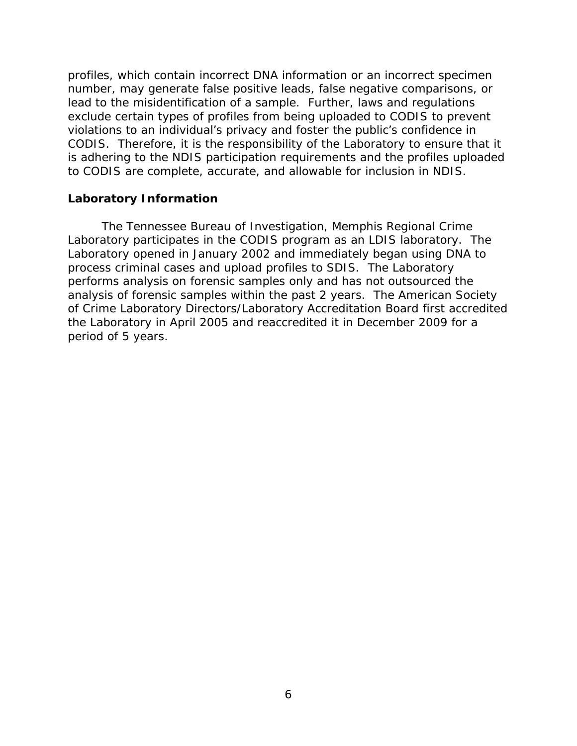profiles, which contain incorrect DNA information or an incorrect specimen number, may generate false positive leads, false negative comparisons, or lead to the misidentification of a sample. Further, laws and regulations exclude certain types of profiles from being uploaded to CODIS to prevent violations to an individual's privacy and foster the public's confidence in CODIS. Therefore, it is the responsibility of the Laboratory to ensure that it is adhering to the NDIS participation requirements and the profiles uploaded to CODIS are complete, accurate, and allowable for inclusion in NDIS.

**Laboratory Information**

The Tennessee Bureau of Investigation, Memphis Regional Crime Laboratory participates in the CODIS program as an LDIS laboratory. The Laboratory opened in January 2002 and immediately began using DNA to process criminal cases and upload profiles to SDIS. The Laboratory performs analysis on forensic samples only and has not outsourced the analysis of forensic samples within the past 2 years. The American Society of Crime Laboratory Directors/Laboratory Accreditation Board first accredited the Laboratory in April 2005 and reaccredited it in December 2009 for a period of 5 years.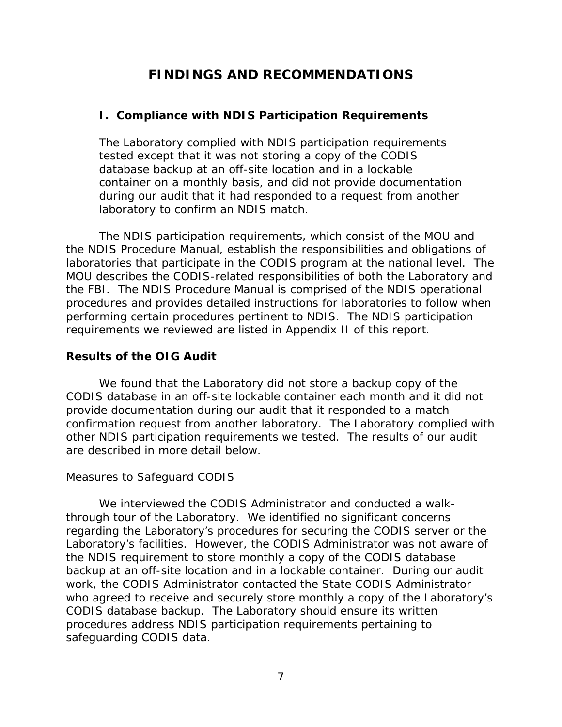# FINDINGS AND RECOMMENDATIONS

## I. Compliance with NDIS Participation Requirements

**The Laboratory complied with NDIS participation requirements tested except that it was not storing a copy of the CODIS database backup at an off-site location and in a lockable container on a monthly basis, and did not provide documentation during our audit that it had responded to a request from another laboratory to confirm an NDIS match.**

The NDIS participation requirements, which consist of the MOU and the NDIS Procedure Manual, establish the responsibilities and obligations of laboratories that participate in the CODIS program at the national level. The MOU describes the CODIS-related responsibilities of both the Laboratory and the FBI. The NDIS Procedure Manual is comprised of the NDIS operational procedures and provides detailed instructions for laboratories to follow when performing certain procedures pertinent to NDIS. The NDIS participation requirements we reviewed are listed in Appendix II of this report.

### Results of the OIG Audit

We found that the Laboratory did not store a backup copy of the CODIS database in an off-site lockable container each month and it did not provide documentation during our audit that it responded to a match confirmation request from another laboratory. The Laboratory complied with other NDIS participation requirements we tested. The results of our audit are described in more detail below.

*Measures to Safeguard CODIS*

We interviewed the CODIS Administrator and conducted a walk-through tour of the Laboratory. We identified no significant concerns regarding the Laboratory's procedures for securing the CODIS server or the Laboratory's facilities. However, the CODIS Administrator was not aware of the NDIS requirement to store monthly a copy of the CODIS database backup at an off-site location and in a lockable container. During our audit work, the CODIS Administrator contacted the State CODIS Administrator who agreed to receive and securely store monthly a copy of the Laboratory's CODIS database backup. The Laboratory should ensure its written procedures address NDIS participation requirements pertaining to safeguarding CODIS data.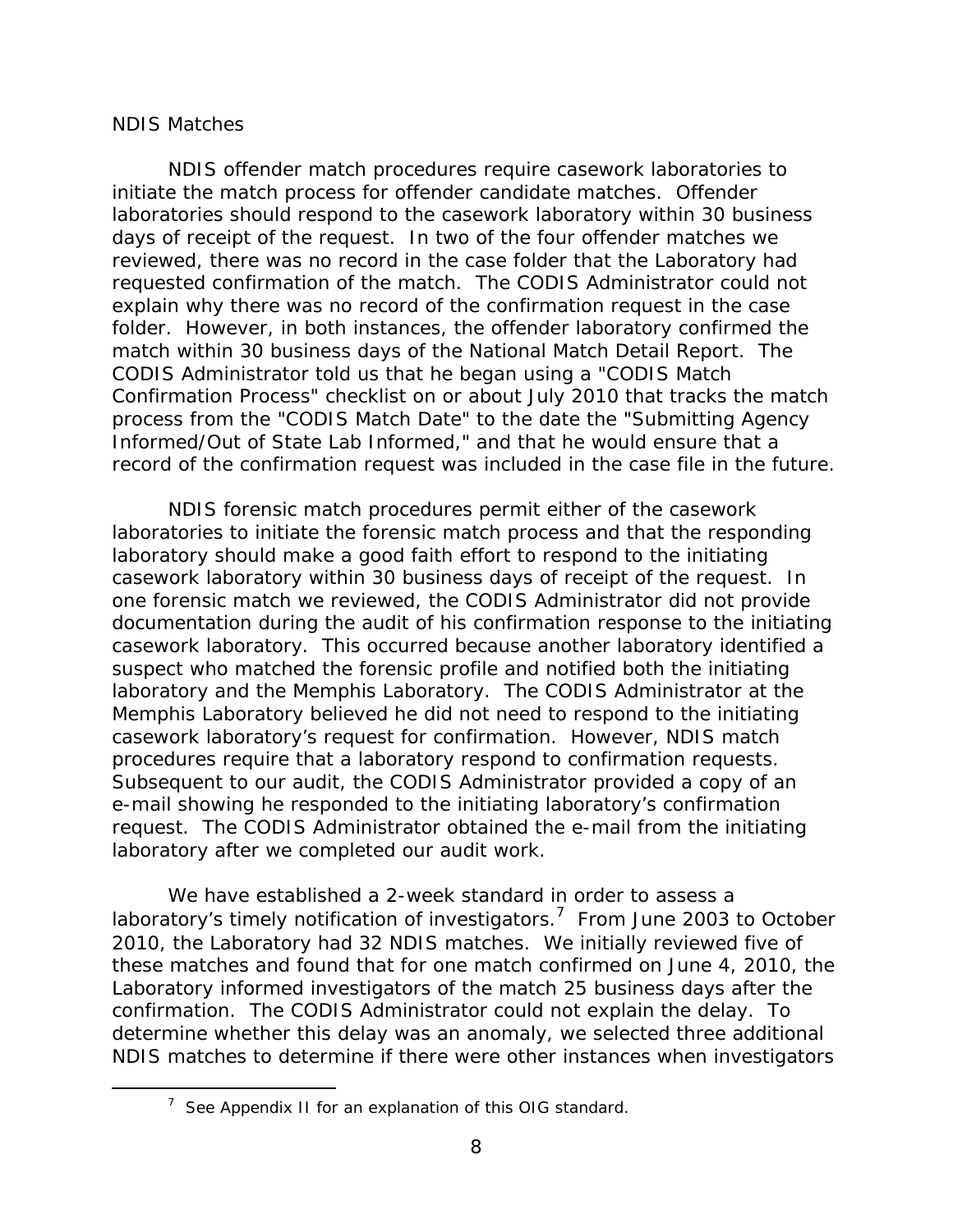NDIS Matches

NDIS offender match procedures require casework laboratories to initiate the match process for offender candidate matches. Offender laboratories should respond to the casework laboratory within 30 business days of receipt of the request. In two of the four offender matches we reviewed, there was no record in the case folder that the Laboratory had requested confirmation of the match. The CODIS Administrator could not explain why there was no record of the confirmation request in the case folder. However, in both instances, the offender laboratory confirmed the match within 30 business days of the National Match Detail Report. The CODIS Administrator told us that he began using a "CODIS Match Confirmation Process" checklist on or about July 2010 that tracks the match process from the "CODIS Match Date" to the date the "Submitting Agency Informed/Out of State Lab Informed," and that he would ensure that a record of the confirmation request was included in the case file in the future.

NDIS forensic match procedures permit either of the casework laboratories to initiate the forensic match process and that the responding laboratory should make a good faith effort to respond to the initiating casework laboratory within 30 business days of receipt of the request. In one forensic match we reviewed, the CODIS Administrator did not provide documentation during the audit of his confirmation response to the initiating casework laboratory. This occurred because another laboratory identified a suspect who matched the forensic profile and notified both the initiating laboratory and the Memphis Laboratory. The CODIS Administrator at the Memphis Laboratory believed he did not need to respond to the initiating casework laboratory's request for confirmation. However, NDIS match procedures require that a laboratory respond to confirmation requests. Subsequent to our audit, the CODIS Administrator provided a copy of an e-mail showing he responded to the initiating laboratory's confirmation request. The CODIS Administrator obtained the e-mail from the initiating laboratory after we completed our audit work.

We have established a 2-week standard in order to assess a laboratory's timely notification of investigators.[7] From June 2003 to October 2010, the Laboratory had 32 NDIS matches. We initially reviewed five of these matches and found that for one match confirmed on June 4, 2010, the Laboratory informed investigators of the match 25 business days after the confirmation. The CODIS Administrator could not explain the delay. To determine whether this delay was an anomaly, we selected three additional NDIS matches to determine if there were other instances when investigators

[7] See Appendix II for an explanation of this OIG standard.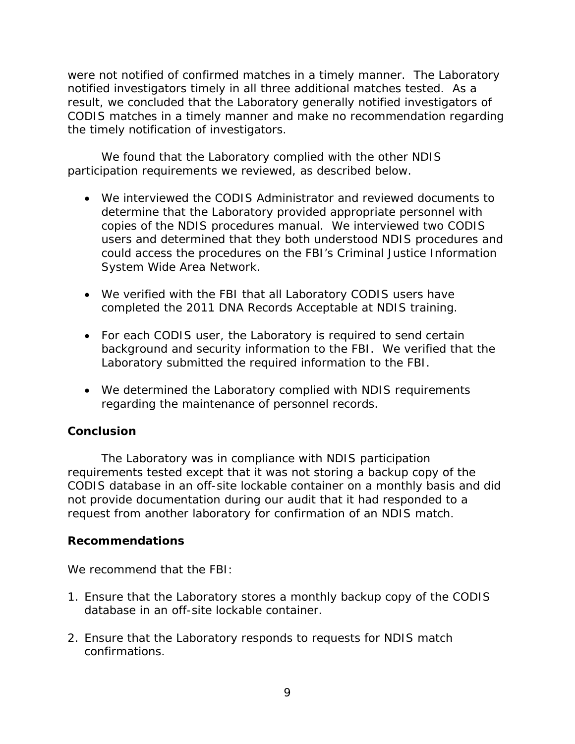were not notified of confirmed matches in a timely manner. The Laboratory notified investigators timely in all three additional matches tested. As a result, we concluded that the Laboratory generally notified investigators of CODIS matches in a timely manner and make no recommendation regarding the timely notification of investigators.

We found that the Laboratory complied with the other NDIS participation requirements we reviewed, as described below.

- We interviewed the CODIS Administrator and reviewed documents to determine that the Laboratory provided appropriate personnel with copies of the NDIS procedures manual. We interviewed two CODIS users and determined that they both understood NDIS procedures and could access the procedures on the FBI's Criminal Justice Information System Wide Area Network.

- We verified with the FBI that all Laboratory CODIS users have completed the 2011 DNA Records Acceptable at NDIS training.

- For each CODIS user, the Laboratory is required to send certain background and security information to the FBI. We verified that the Laboratory submitted the required information to the FBI.

- We determined the Laboratory complied with NDIS requirements regarding the maintenance of personnel records.

## Conclusion

The Laboratory was in compliance with NDIS participation requirements tested except that it was not storing a backup copy of the CODIS database in an off-site lockable container on a monthly basis and did not provide documentation during our audit that it had responded to a request from another laboratory for confirmation of an NDIS match.

## Recommendations

We recommend that the FBI:

1. Ensure that the Laboratory stores a monthly backup copy of the CODIS database in an off-site lockable container.

2. Ensure that the Laboratory responds to requests for NDIS match confirmations.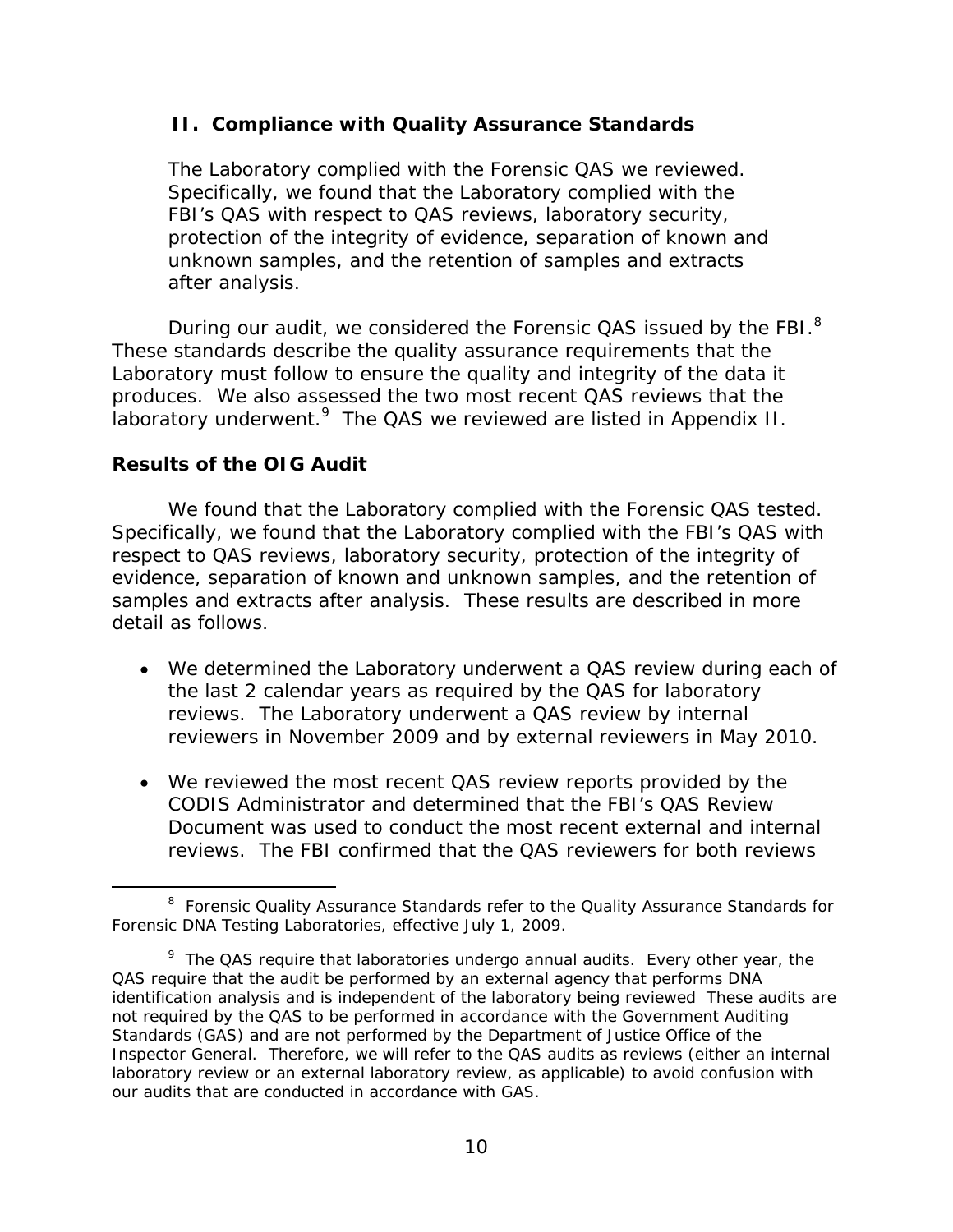## II. Compliance with Quality Assurance Standards

> The Laboratory complied with the Forensic QAS we reviewed. Specifically, we found that the Laboratory complied with the FBI's QAS with respect to QAS reviews, laboratory security, protection of the integrity of evidence, separation of known and unknown samples, and the retention of samples and extracts after analysis.

During our audit, we considered the Forensic QAS issued by the FBI.[8] These standards describe the quality assurance requirements that the Laboratory must follow to ensure the quality and integrity of the data it produces. We also assessed the two most recent QAS reviews that the laboratory underwent.[9] The QAS we reviewed are listed in Appendix II.

### Results of the OIG Audit

We found that the Laboratory complied with the Forensic QAS tested. Specifically, we found that the Laboratory complied with the FBI's QAS with respect to QAS reviews, laboratory security, protection of the integrity of evidence, separation of known and unknown samples, and the retention of samples and extracts after analysis. These results are described in more detail as follows.

- We determined the Laboratory underwent a QAS review during each of the last 2 calendar years as required by the QAS for laboratory reviews. The Laboratory underwent a QAS review by internal reviewers in November 2009 and by external reviewers in May 2010.
- We reviewed the most recent QAS review reports provided by the CODIS Administrator and determined that the FBI's QAS Review Document was used to conduct the most recent external and internal reviews. The FBI confirmed that the QAS reviewers for both reviews

---

[8] Forensic Quality Assurance Standards refer to the Quality Assurance Standards for Forensic DNA Testing Laboratories, effective July 1, 2009.

[9] The QAS require that laboratories undergo annual audits. Every other year, the QAS require that the audit be performed by an external agency that performs DNA identification analysis and is independent of the laboratory being reviewed These audits are not required by the QAS to be performed in accordance with the Government Auditing Standards (GAS) and are not performed by the Department of Justice Office of the Inspector General. Therefore, we will refer to the QAS audits as reviews (either an internal laboratory review or an external laboratory review, as applicable) to avoid confusion with our audits that are conducted in accordance with GAS.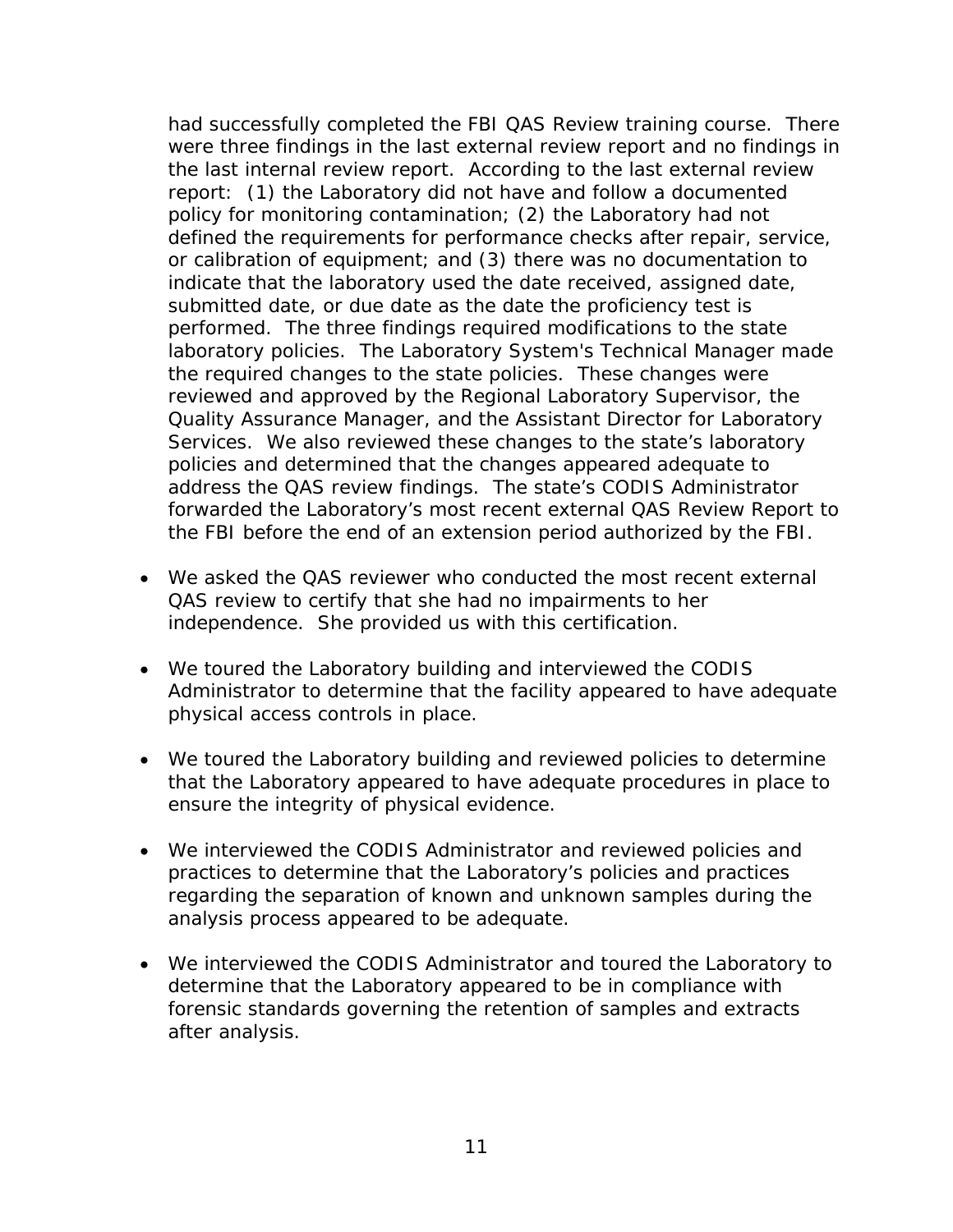had successfully completed the FBI QAS Review training course. There were three findings in the last external review report and no findings in the last internal review report. According to the last external review report: (1) the Laboratory did not have and follow a documented policy for monitoring contamination; (2) the Laboratory had not defined the requirements for performance checks after repair, service, or calibration of equipment; and (3) there was no documentation to indicate that the laboratory used the date received, assigned date, submitted date, or due date as the date the proficiency test is performed. The three findings required modifications to the state laboratory policies. The Laboratory System's Technical Manager made the required changes to the state policies. These changes were reviewed and approved by the Regional Laboratory Supervisor, the Quality Assurance Manager, and the Assistant Director for Laboratory Services. We also reviewed these changes to the state's laboratory policies and determined that the changes appeared adequate to address the QAS review findings. The state's CODIS Administrator forwarded the Laboratory's most recent external QAS Review Report to the FBI before the end of an extension period authorized by the FBI.

- We asked the QAS reviewer who conducted the most recent external QAS review to certify that she had no impairments to her independence. She provided us with this certification.

- We toured the Laboratory building and interviewed the CODIS Administrator to determine that the facility appeared to have adequate physical access controls in place.

- We toured the Laboratory building and reviewed policies to determine that the Laboratory appeared to have adequate procedures in place to ensure the integrity of physical evidence.

- We interviewed the CODIS Administrator and reviewed policies and practices to determine that the Laboratory's policies and practices regarding the separation of known and unknown samples during the analysis process appeared to be adequate.

- We interviewed the CODIS Administrator and toured the Laboratory to determine that the Laboratory appeared to be in compliance with forensic standards governing the retention of samples and extracts after analysis.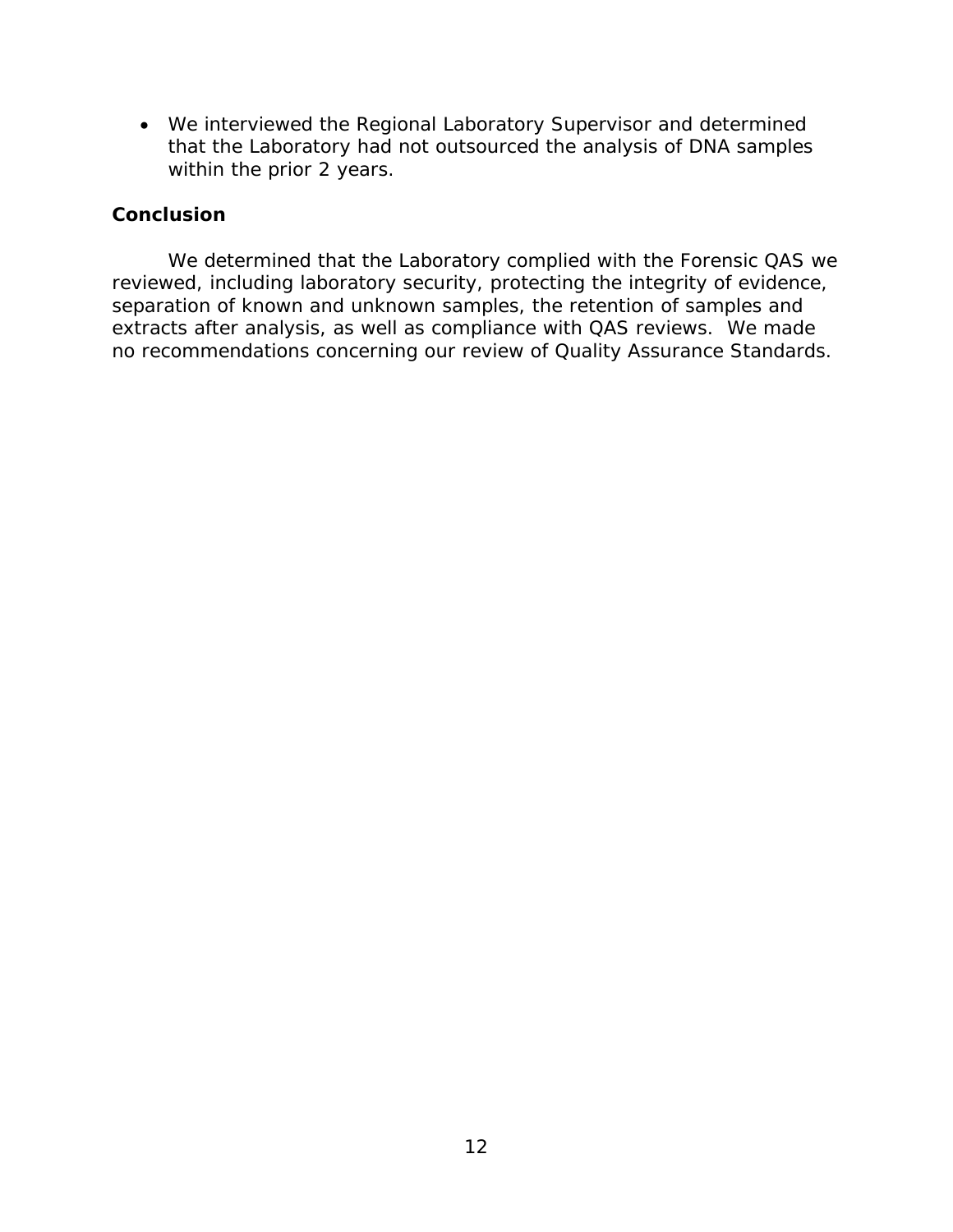- We interviewed the Regional Laboratory Supervisor and determined that the Laboratory had not outsourced the analysis of DNA samples within the prior 2 years.

### Conclusion

We determined that the Laboratory complied with the Forensic QAS we reviewed, including laboratory security, protecting the integrity of evidence, separation of known and unknown samples, the retention of samples and extracts after analysis, as well as compliance with QAS reviews. We made no recommendations concerning our review of Quality Assurance Standards.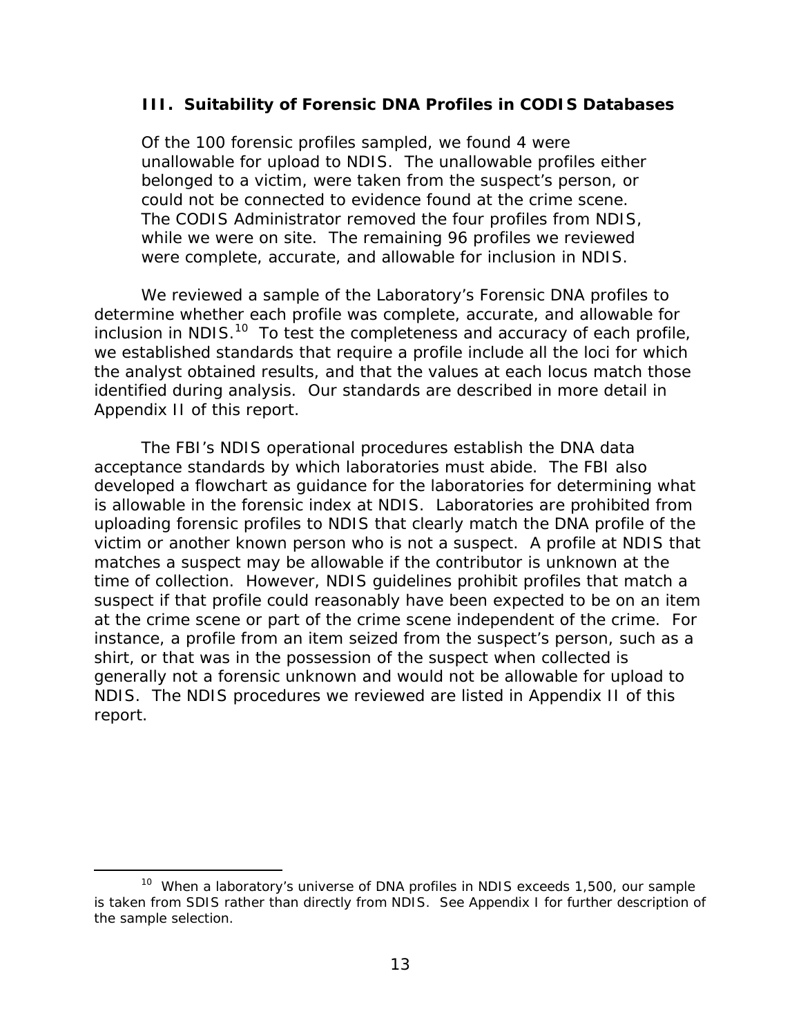### III. Suitability of Forensic DNA Profiles in CODIS Databases

> Of the 100 forensic profiles sampled, we found 4 were unallowable for upload to NDIS. The unallowable profiles either belonged to a victim, were taken from the suspect's person, or could not be connected to evidence found at the crime scene. The CODIS Administrator removed the four profiles from NDIS, while we were on site. The remaining 96 profiles we reviewed were complete, accurate, and allowable for inclusion in NDIS.

We reviewed a sample of the Laboratory's Forensic DNA profiles to determine whether each profile was complete, accurate, and allowable for inclusion in NDIS.[10] To test the completeness and accuracy of each profile, we established standards that require a profile include all the loci for which the analyst obtained results, and that the values at each locus match those identified during analysis. Our standards are described in more detail in Appendix II of this report.

The FBI's NDIS operational procedures establish the DNA data acceptance standards by which laboratories must abide. The FBI also developed a flowchart as guidance for the laboratories for determining what is allowable in the forensic index at NDIS. Laboratories are prohibited from uploading forensic profiles to NDIS that clearly match the DNA profile of the victim or another known person who is not a suspect. A profile at NDIS that matches a suspect may be allowable if the contributor is unknown at the time of collection. However, NDIS guidelines prohibit profiles that match a suspect if that profile could reasonably have been expected to be on an item at the crime scene or part of the crime scene independent of the crime. For instance, a profile from an item seized from the suspect's person, such as a shirt, or that was in the possession of the suspect when collected is generally not a forensic unknown and would not be allowable for upload to NDIS. The NDIS procedures we reviewed are listed in Appendix II of this report.

---

[10] When a laboratory's universe of DNA profiles in NDIS exceeds 1,500, our sample is taken from SDIS rather than directly from NDIS. See Appendix I for further description of the sample selection.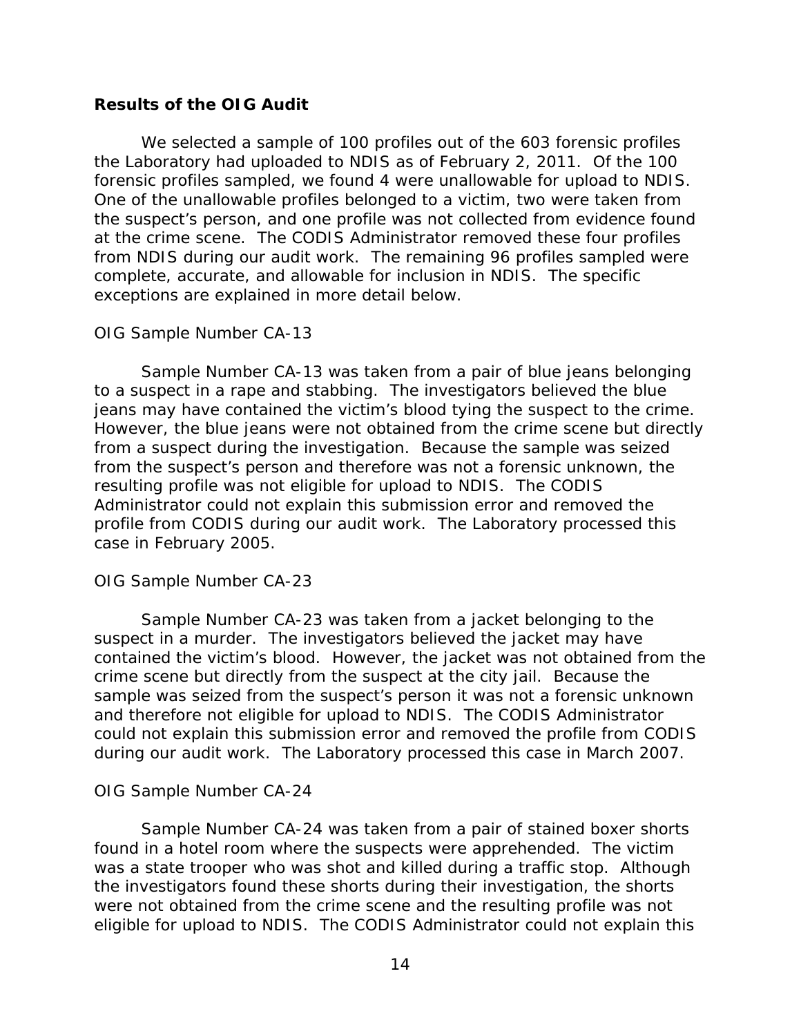### Results of the OIG Audit

We selected a sample of 100 profiles out of the 603 forensic profiles the Laboratory had uploaded to NDIS as of February 2, 2011. Of the 100 forensic profiles sampled, we found 4 were unallowable for upload to NDIS. One of the unallowable profiles belonged to a victim, two were taken from the suspect's person, and one profile was not collected from evidence found at the crime scene. The CODIS Administrator removed these four profiles from NDIS during our audit work. The remaining 96 profiles sampled were complete, accurate, and allowable for inclusion in NDIS. The specific exceptions are explained in more detail below.

#### OIG Sample Number CA-13

Sample Number CA-13 was taken from a pair of blue jeans belonging to a suspect in a rape and stabbing. The investigators believed the blue jeans may have contained the victim's blood tying the suspect to the crime. However, the blue jeans were not obtained from the crime scene but directly from a suspect during the investigation. Because the sample was seized from the suspect's person and therefore was not a forensic unknown, the resulting profile was not eligible for upload to NDIS. The CODIS Administrator could not explain this submission error and removed the profile from CODIS during our audit work. The Laboratory processed this case in February 2005.

#### OIG Sample Number CA-23

Sample Number CA-23 was taken from a jacket belonging to the suspect in a murder. The investigators believed the jacket may have contained the victim's blood. However, the jacket was not obtained from the crime scene but directly from the suspect at the city jail. Because the sample was seized from the suspect's person it was not a forensic unknown and therefore not eligible for upload to NDIS. The CODIS Administrator could not explain this submission error and removed the profile from CODIS during our audit work. The Laboratory processed this case in March 2007.

#### OIG Sample Number CA-24

Sample Number CA-24 was taken from a pair of stained boxer shorts found in a hotel room where the suspects were apprehended. The victim was a state trooper who was shot and killed during a traffic stop. Although the investigators found these shorts during their investigation, the shorts were not obtained from the crime scene and the resulting profile was not eligible for upload to NDIS. The CODIS Administrator could not explain this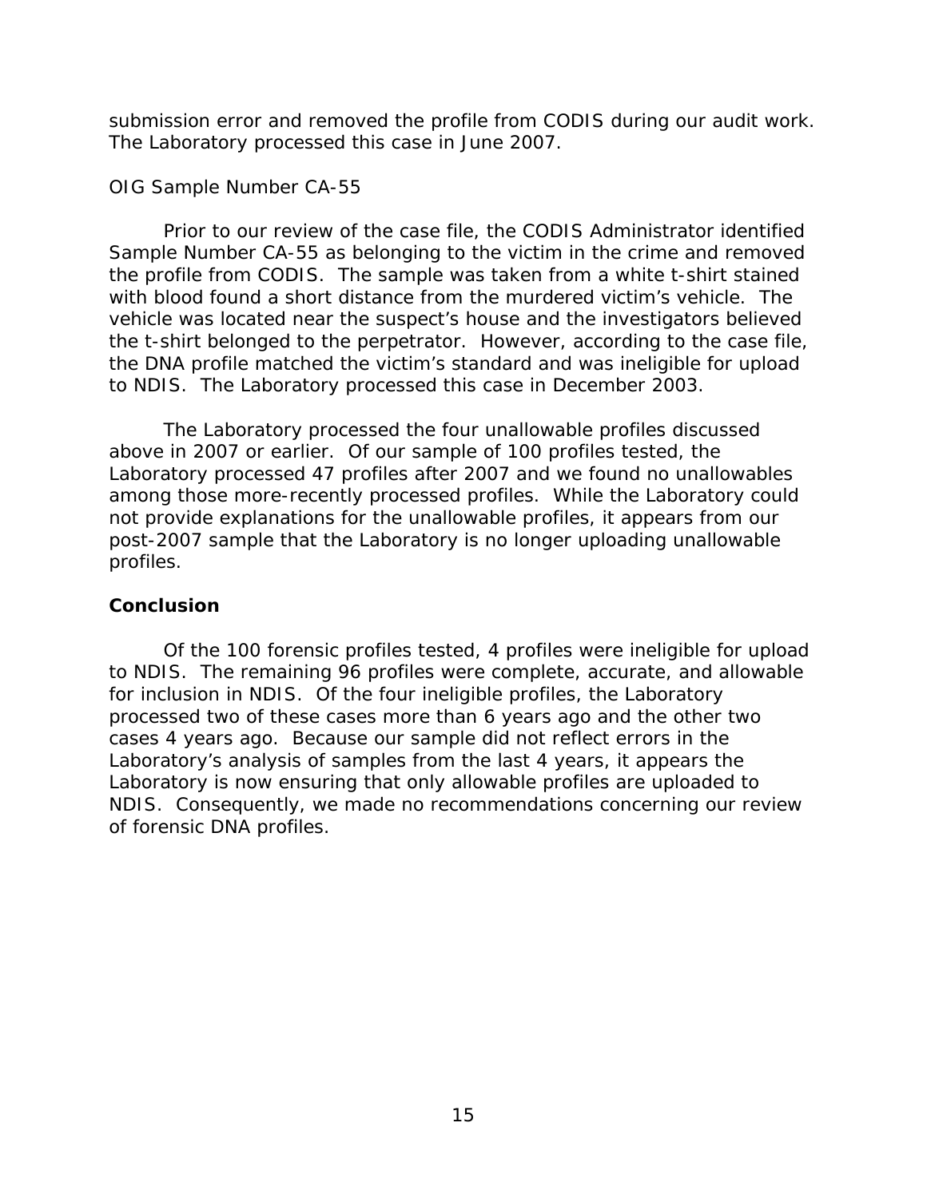submission error and removed the profile from CODIS during our audit work. The Laboratory processed this case in June 2007.

OIG Sample Number CA-55

Prior to our review of the case file, the CODIS Administrator identified Sample Number CA-55 as belonging to the victim in the crime and removed the profile from CODIS. The sample was taken from a white t-shirt stained with blood found a short distance from the murdered victim's vehicle. The vehicle was located near the suspect's house and the investigators believed the t-shirt belonged to the perpetrator. However, according to the case file, the DNA profile matched the victim's standard and was ineligible for upload to NDIS. The Laboratory processed this case in December 2003.

The Laboratory processed the four unallowable profiles discussed above in 2007 or earlier. Of our sample of 100 profiles tested, the Laboratory processed 47 profiles after 2007 and we found no unallowables among those more-recently processed profiles. While the Laboratory could not provide explanations for the unallowable profiles, it appears from our post-2007 sample that the Laboratory is no longer uploading unallowable profiles.

**Conclusion**

Of the 100 forensic profiles tested, 4 profiles were ineligible for upload to NDIS. The remaining 96 profiles were complete, accurate, and allowable for inclusion in NDIS. Of the four ineligible profiles, the Laboratory processed two of these cases more than 6 years ago and the other two cases 4 years ago. Because our sample did not reflect errors in the Laboratory's analysis of samples from the last 4 years, it appears the Laboratory is now ensuring that only allowable profiles are uploaded to NDIS. Consequently, we made no recommendations concerning our review of forensic DNA profiles.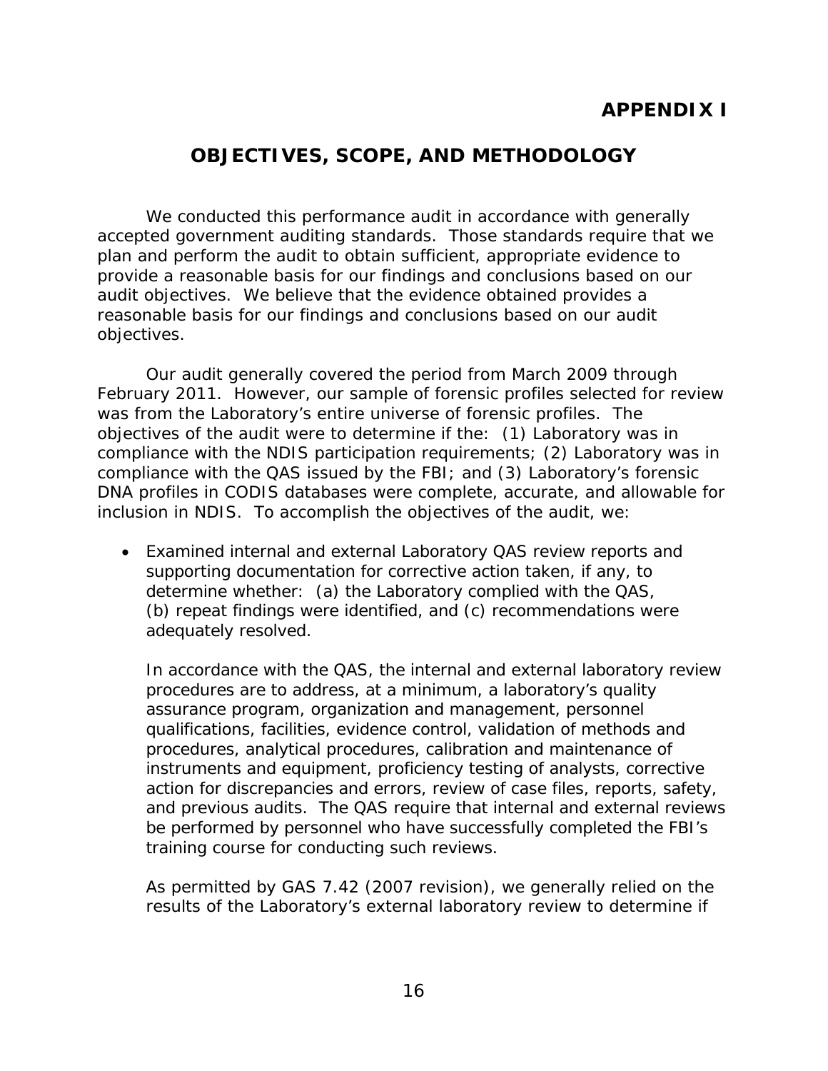# APPENDIX I

## OBJECTIVES, SCOPE, AND METHODOLOGY

We conducted this performance audit in accordance with generally accepted government auditing standards. Those standards require that we plan and perform the audit to obtain sufficient, appropriate evidence to provide a reasonable basis for our findings and conclusions based on our audit objectives. We believe that the evidence obtained provides a reasonable basis for our findings and conclusions based on our audit objectives.

Our audit generally covered the period from March 2009 through February 2011. However, our sample of forensic profiles selected for review was from the Laboratory's entire universe of forensic profiles. The objectives of the audit were to determine if the: (1) Laboratory was in compliance with the NDIS participation requirements; (2) Laboratory was in compliance with the QAS issued by the FBI; and (3) Laboratory's forensic DNA profiles in CODIS databases were complete, accurate, and allowable for inclusion in NDIS. To accomplish the objectives of the audit, we:

- Examined internal and external Laboratory QAS review reports and supporting documentation for corrective action taken, if any, to determine whether: (a) the Laboratory complied with the QAS, (b) repeat findings were identified, and (c) recommendations were adequately resolved.

  In accordance with the QAS, the internal and external laboratory review procedures are to address, at a minimum, a laboratory's quality assurance program, organization and management, personnel qualifications, facilities, evidence control, validation of methods and procedures, analytical procedures, calibration and maintenance of instruments and equipment, proficiency testing of analysts, corrective action for discrepancies and errors, review of case files, reports, safety, and previous audits. The QAS require that internal and external reviews be performed by personnel who have successfully completed the FBI's training course for conducting such reviews.

  As permitted by GAS 7.42 (2007 revision), we generally relied on the results of the Laboratory's external laboratory review to determine if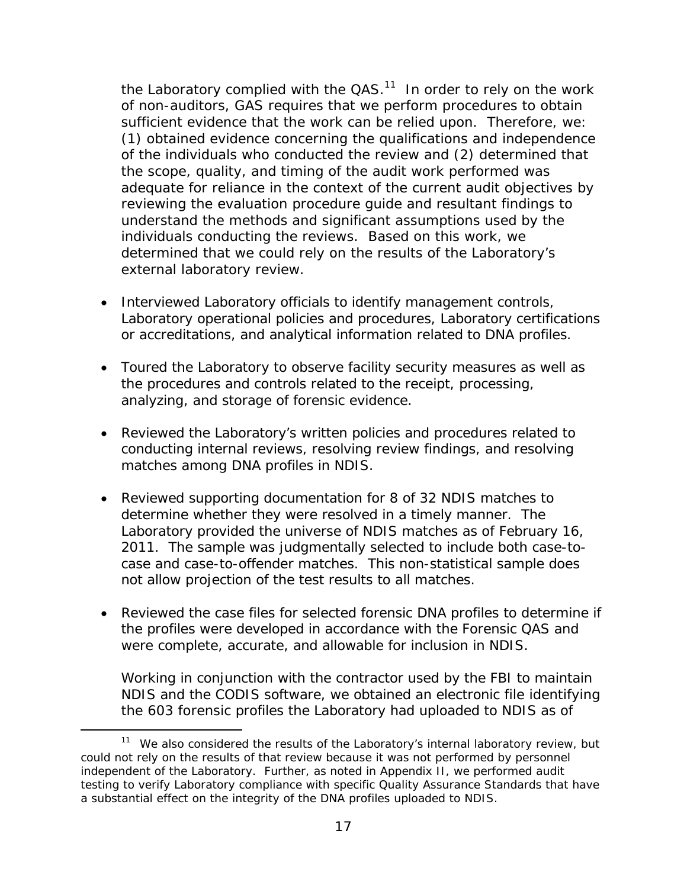the Laboratory complied with the QAS.[11] In order to rely on the work of non-auditors, GAS requires that we perform procedures to obtain sufficient evidence that the work can be relied upon. Therefore, we: (1) obtained evidence concerning the qualifications and independence of the individuals who conducted the review and (2) determined that the scope, quality, and timing of the audit work performed was adequate for reliance in the context of the current audit objectives by reviewing the evaluation procedure guide and resultant findings to understand the methods and significant assumptions used by the individuals conducting the reviews. Based on this work, we determined that we could rely on the results of the Laboratory's external laboratory review.

- Interviewed Laboratory officials to identify management controls, Laboratory operational policies and procedures, Laboratory certifications or accreditations, and analytical information related to DNA profiles.

- Toured the Laboratory to observe facility security measures as well as the procedures and controls related to the receipt, processing, analyzing, and storage of forensic evidence.

- Reviewed the Laboratory's written policies and procedures related to conducting internal reviews, resolving review findings, and resolving matches among DNA profiles in NDIS.

- Reviewed supporting documentation for 8 of 32 NDIS matches to determine whether they were resolved in a timely manner. The Laboratory provided the universe of NDIS matches as of February 16, 2011. The sample was judgmentally selected to include both case-to-case and case-to-offender matches. This non-statistical sample does not allow projection of the test results to all matches.

- Reviewed the case files for selected forensic DNA profiles to determine if the profiles were developed in accordance with the Forensic QAS and were complete, accurate, and allowable for inclusion in NDIS.

  Working in conjunction with the contractor used by the FBI to maintain NDIS and the CODIS software, we obtained an electronic file identifying the 603 forensic profiles the Laboratory had uploaded to NDIS as of

[11] We also considered the results of the Laboratory's internal laboratory review, but could not rely on the results of that review because it was not performed by personnel independent of the Laboratory. Further, as noted in Appendix II, we performed audit testing to verify Laboratory compliance with specific Quality Assurance Standards that have a substantial effect on the integrity of the DNA profiles uploaded to NDIS.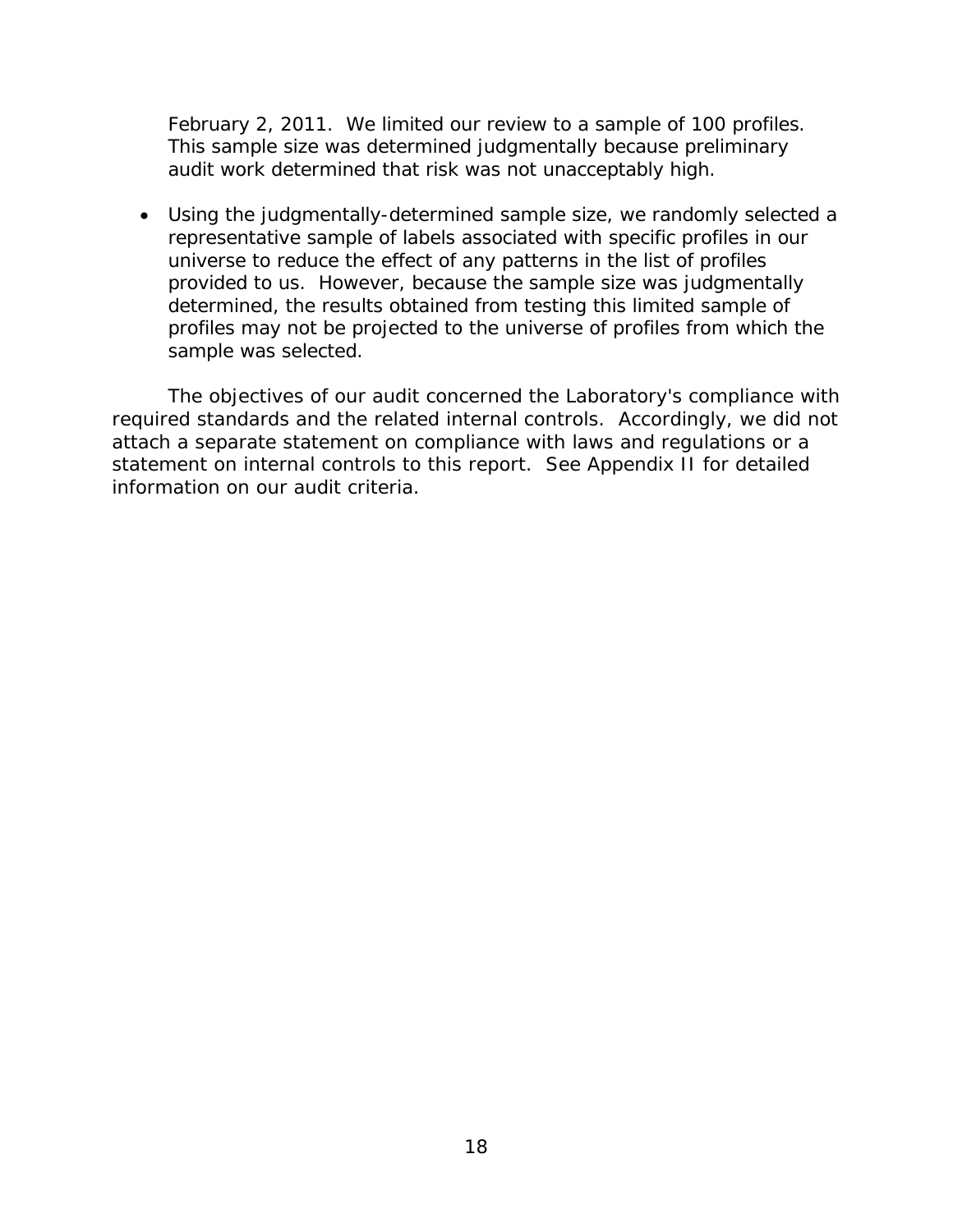February 2, 2011. We limited our review to a sample of 100 profiles. This sample size was determined judgmentally because preliminary audit work determined that risk was not unacceptably high.

- Using the judgmentally-determined sample size, we randomly selected a representative sample of labels associated with specific profiles in our universe to reduce the effect of any patterns in the list of profiles provided to us. However, because the sample size was judgmentally determined, the results obtained from testing this limited sample of profiles may not be projected to the universe of profiles from which the sample was selected.

The objectives of our audit concerned the Laboratory's compliance with required standards and the related internal controls. Accordingly, we did not attach a separate statement on compliance with laws and regulations or a statement on internal controls to this report. See Appendix II for detailed information on our audit criteria.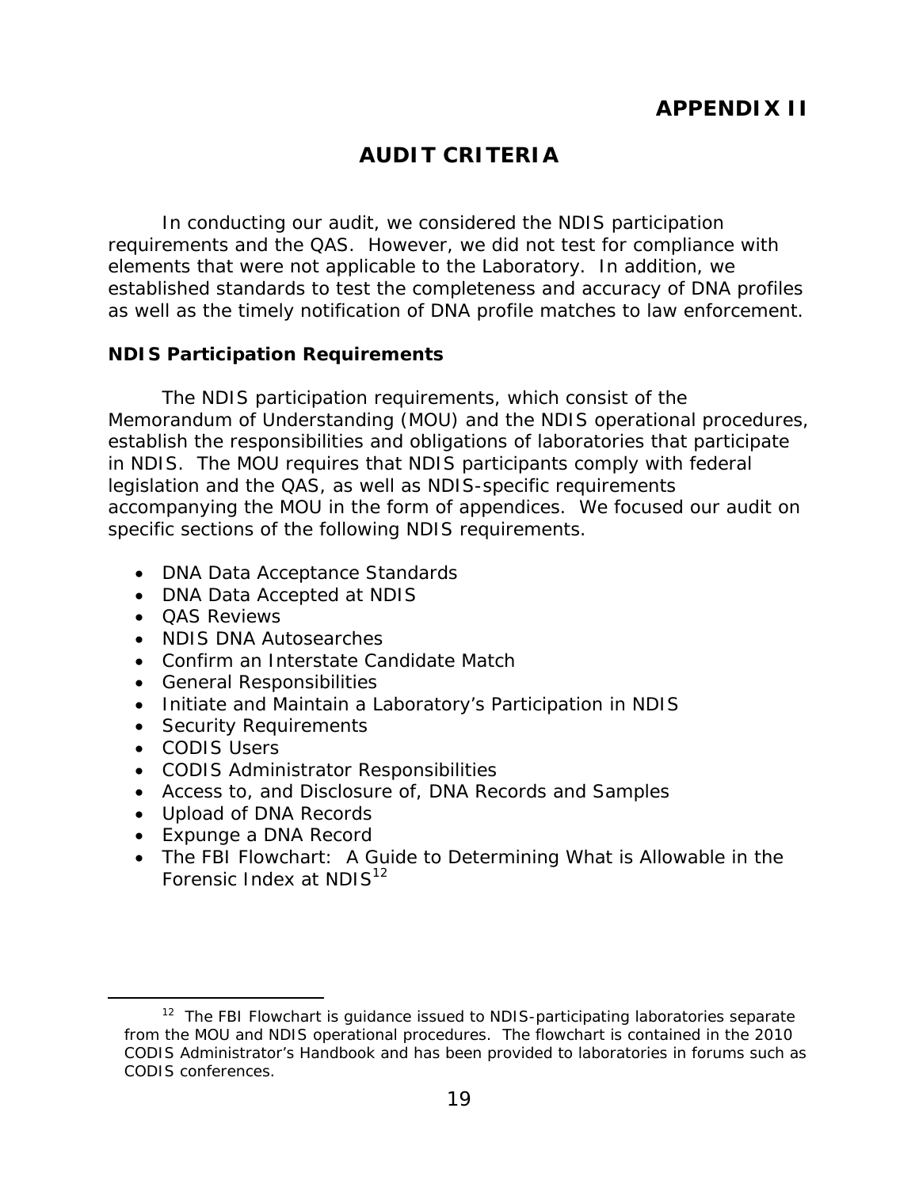# APPENDIX II

## AUDIT CRITERIA

In conducting our audit, we considered the NDIS participation requirements and the QAS. However, we did not test for compliance with elements that were not applicable to the Laboratory. In addition, we established standards to test the completeness and accuracy of DNA profiles as well as the timely notification of DNA profile matches to law enforcement.

### NDIS Participation Requirements

The NDIS participation requirements, which consist of the Memorandum of Understanding (MOU) and the NDIS operational procedures, establish the responsibilities and obligations of laboratories that participate in NDIS. The MOU requires that NDIS participants comply with federal legislation and the QAS, as well as NDIS-specific requirements accompanying the MOU in the form of appendices. We focused our audit on specific sections of the following NDIS requirements.

- DNA Data Acceptance Standards
- DNA Data Accepted at NDIS
- QAS Reviews
- NDIS DNA Autosearches
- Confirm an Interstate Candidate Match
- General Responsibilities
- Initiate and Maintain a Laboratory's Participation in NDIS
- Security Requirements
- CODIS Users
- CODIS Administrator Responsibilities
- Access to, and Disclosure of, DNA Records and Samples
- Upload of DNA Records
- Expunge a DNA Record
- The FBI Flowchart: A Guide to Determining What is Allowable in the Forensic Index at NDIS[12]

[12] The FBI Flowchart is guidance issued to NDIS-participating laboratories separate from the MOU and NDIS operational procedures. The flowchart is contained in the 2010 CODIS Administrator's Handbook and has been provided to laboratories in forums such as CODIS conferences.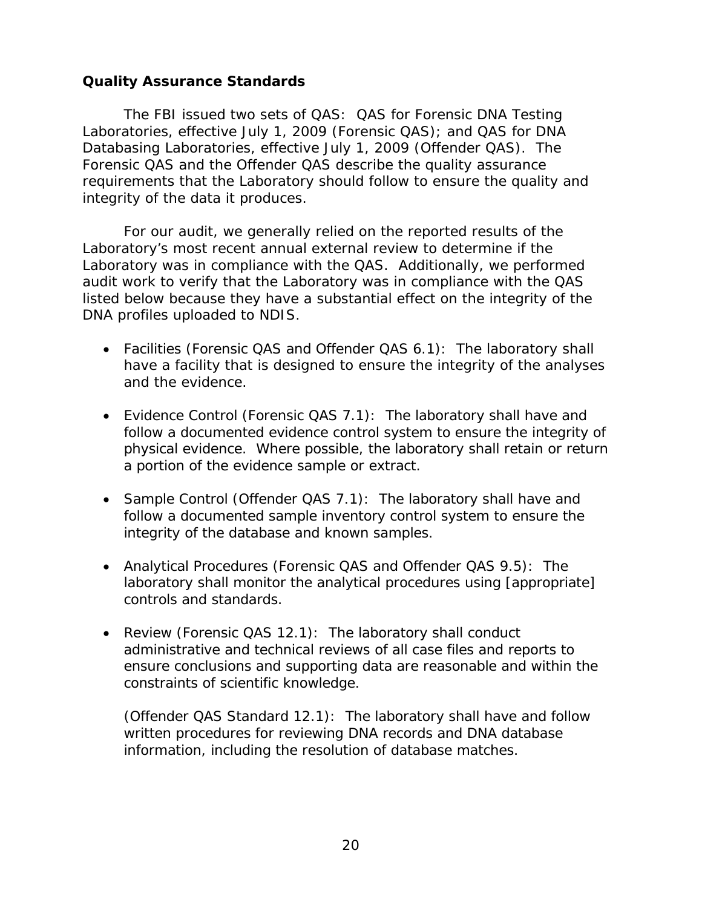**Quality Assurance Standards**

The FBI issued two sets of QAS: QAS for Forensic DNA Testing Laboratories, effective July 1, 2009 (Forensic QAS); and QAS for DNA Databasing Laboratories, effective July 1, 2009 (Offender QAS). The Forensic QAS and the Offender QAS describe the quality assurance requirements that the Laboratory should follow to ensure the quality and integrity of the data it produces.

For our audit, we generally relied on the reported results of the Laboratory's most recent annual external review to determine if the Laboratory was in compliance with the QAS. Additionally, we performed audit work to verify that the Laboratory was in compliance with the QAS listed below because they have a substantial effect on the integrity of the DNA profiles uploaded to NDIS.

- Facilities (Forensic QAS and Offender QAS 6.1): The laboratory shall have a facility that is designed to ensure the integrity of the analyses and the evidence.

- Evidence Control (Forensic QAS 7.1): The laboratory shall have and follow a documented evidence control system to ensure the integrity of physical evidence. Where possible, the laboratory shall retain or return a portion of the evidence sample or extract.

- Sample Control (Offender QAS 7.1): The laboratory shall have and follow a documented sample inventory control system to ensure the integrity of the database and known samples.

- Analytical Procedures (Forensic QAS and Offender QAS 9.5): The laboratory shall monitor the analytical procedures using [appropriate] controls and standards.

- Review (Forensic QAS 12.1): The laboratory shall conduct administrative and technical reviews of all case files and reports to ensure conclusions and supporting data are reasonable and within the constraints of scientific knowledge.

  (Offender QAS Standard 12.1): The laboratory shall have and follow written procedures for reviewing DNA records and DNA database information, including the resolution of database matches.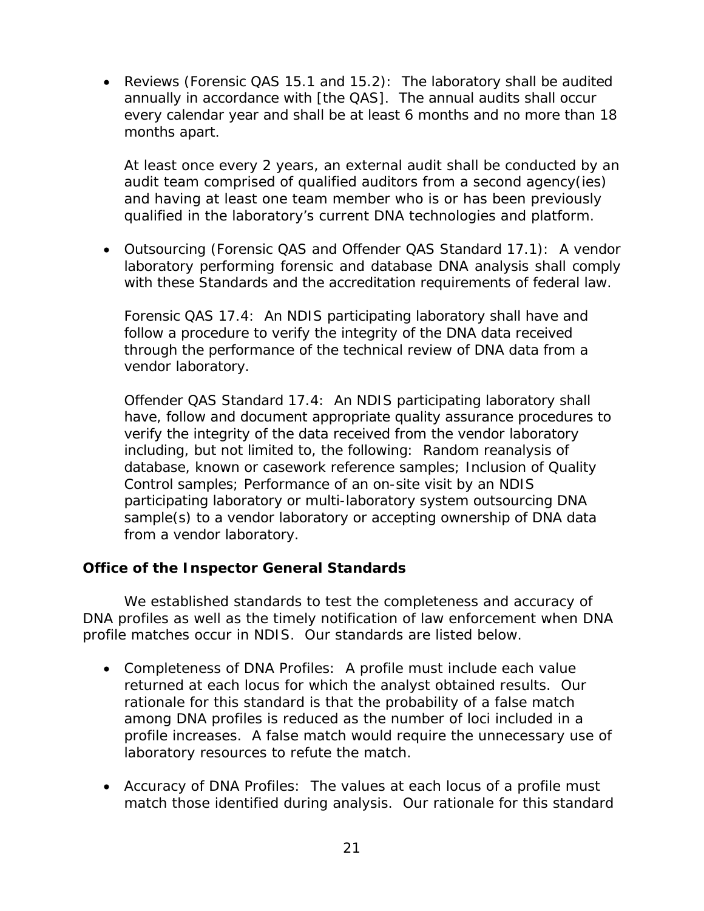- Reviews (Forensic QAS 15.1 and 15.2): The laboratory shall be audited annually in accordance with [the QAS]. The annual audits shall occur every calendar year and shall be at least 6 months and no more than 18 months apart.

  At least once every 2 years, an external audit shall be conducted by an audit team comprised of qualified auditors from a second agency(ies) and having at least one team member who is or has been previously qualified in the laboratory's current DNA technologies and platform.

- Outsourcing (Forensic QAS and Offender QAS Standard 17.1): A vendor laboratory performing forensic and database DNA analysis shall comply with these Standards and the accreditation requirements of federal law.

  Forensic QAS 17.4: An NDIS participating laboratory shall have and follow a procedure to verify the integrity of the DNA data received through the performance of the technical review of DNA data from a vendor laboratory.

  Offender QAS Standard 17.4: An NDIS participating laboratory shall have, follow and document appropriate quality assurance procedures to verify the integrity of the data received from the vendor laboratory including, but not limited to, the following: Random reanalysis of database, known or casework reference samples; Inclusion of Quality Control samples; Performance of an on-site visit by an NDIS participating laboratory or multi-laboratory system outsourcing DNA sample(s) to a vendor laboratory or accepting ownership of DNA data from a vendor laboratory.

**Office of the Inspector General Standards**

We established standards to test the completeness and accuracy of DNA profiles as well as the timely notification of law enforcement when DNA profile matches occur in NDIS. Our standards are listed below.

- Completeness of DNA Profiles: A profile must include each value returned at each locus for which the analyst obtained results. Our rationale for this standard is that the probability of a false match among DNA profiles is reduced as the number of loci included in a profile increases. A false match would require the unnecessary use of laboratory resources to refute the match.

- Accuracy of DNA Profiles: The values at each locus of a profile must match those identified during analysis. Our rationale for this standard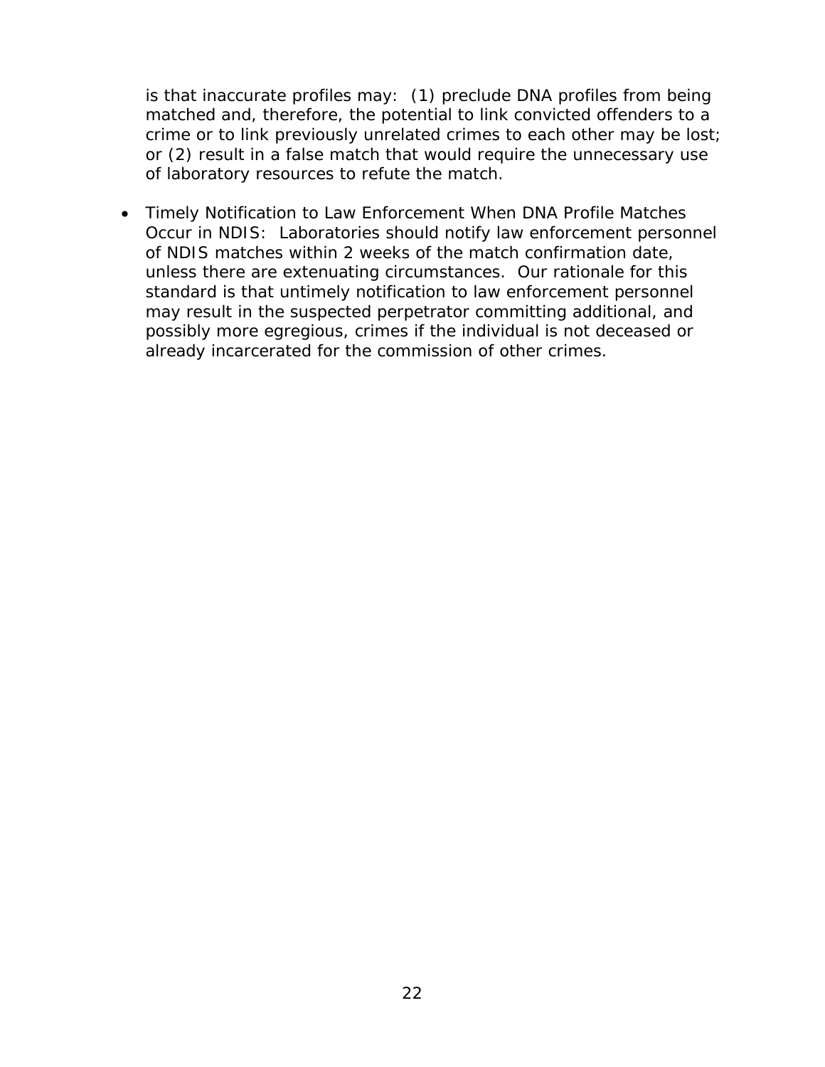is that inaccurate profiles may:  (1) preclude DNA profiles from being matched and, therefore, the potential to link convicted offenders to a crime or to link previously unrelated crimes to each other may be lost; or (2) result in a false match that would require the unnecessary use of laboratory resources to refute the match.

- Timely Notification to Law Enforcement When DNA Profile Matches Occur in NDIS:  Laboratories should notify law enforcement personnel of NDIS matches within 2 weeks of the match confirmation date, unless there are extenuating circumstances.  Our rationale for this standard is that untimely notification to law enforcement personnel may result in the suspected perpetrator committing additional, and possibly more egregious, crimes if the individual is not deceased or already incarcerated for the commission of other crimes.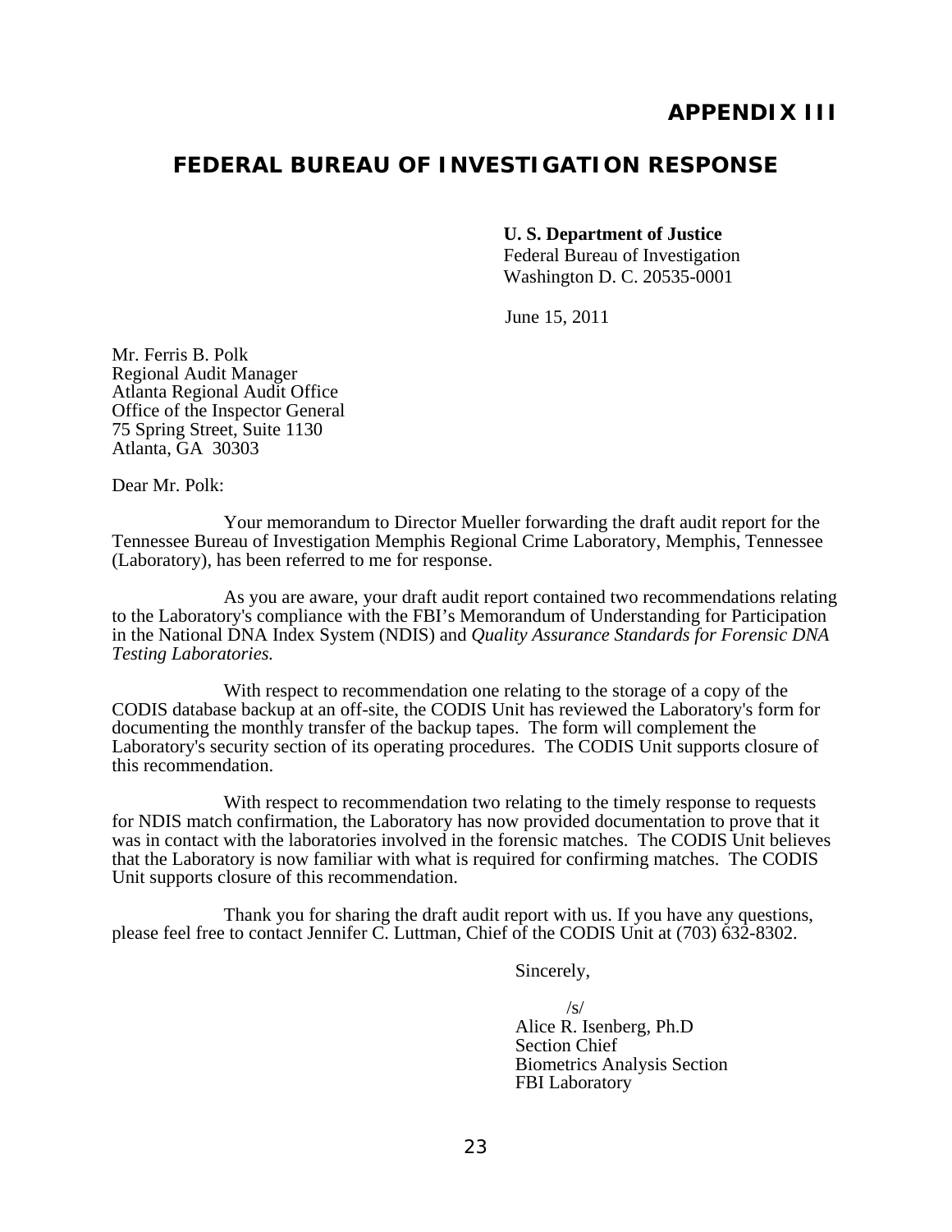# APPENDIX III

## FEDERAL BUREAU OF INVESTIGATION RESPONSE

**U. S. Department of Justice**
Federal Bureau of Investigation
Washington D. C. 20535-0001

June 15, 2011

Mr. Ferris B. Polk
Regional Audit Manager
Atlanta Regional Audit Office
Office of the Inspector General
75 Spring Street, Suite 1130
Atlanta, GA 30303

Dear Mr. Polk:

Your memorandum to Director Mueller forwarding the draft audit report for the Tennessee Bureau of Investigation Memphis Regional Crime Laboratory, Memphis, Tennessee (Laboratory), has been referred to me for response.

As you are aware, your draft audit report contained two recommendations relating to the Laboratory's compliance with the FBI's Memorandum of Understanding for Participation in the National DNA Index System (NDIS) and *Quality Assurance Standards for Forensic DNA Testing Laboratories.*

With respect to recommendation one relating to the storage of a copy of the CODIS database backup at an off-site, the CODIS Unit has reviewed the Laboratory's form for documenting the monthly transfer of the backup tapes. The form will complement the Laboratory's security section of its operating procedures. The CODIS Unit supports closure of this recommendation.

With respect to recommendation two relating to the timely response to requests for NDIS match confirmation, the Laboratory has now provided documentation to prove that it was in contact with the laboratories involved in the forensic matches. The CODIS Unit believes that the Laboratory is now familiar with what is required for confirming matches. The CODIS Unit supports closure of this recommendation.

Thank you for sharing the draft audit report with us. If you have any questions, please feel free to contact Jennifer C. Luttman, Chief of the CODIS Unit at (703) 632-8302.

Sincerely,

/s/
Alice R. Isenberg, Ph.D
Section Chief
Biometrics Analysis Section
FBI Laboratory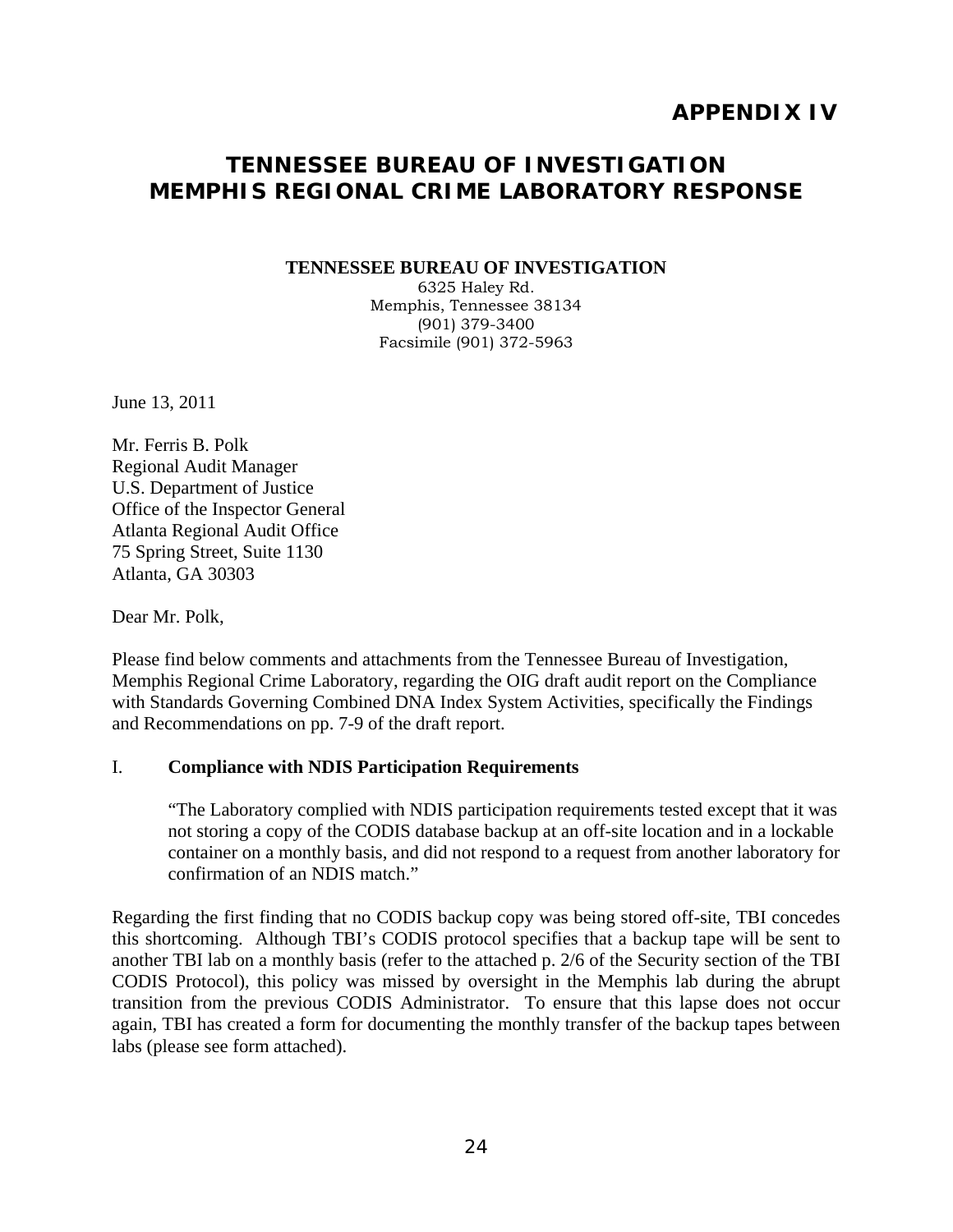# APPENDIX IV

## TENNESSEE BUREAU OF INVESTIGATION MEMPHIS REGIONAL CRIME LABORATORY RESPONSE

**TENNESSEE BUREAU OF INVESTIGATION**
6325 Haley Rd.
Memphis, Tennessee 38134
(901) 379-3400
Facsimile (901) 372-5963

June 13, 2011

Mr. Ferris B. Polk
Regional Audit Manager
U.S. Department of Justice
Office of the Inspector General
Atlanta Regional Audit Office
75 Spring Street, Suite 1130
Atlanta, GA 30303

Dear Mr. Polk,

Please find below comments and attachments from the Tennessee Bureau of Investigation, Memphis Regional Crime Laboratory, regarding the OIG draft audit report on the Compliance with Standards Governing Combined DNA Index System Activities, specifically the Findings and Recommendations on pp. 7-9 of the draft report.

I. **Compliance with NDIS Participation Requirements**

> "The Laboratory complied with NDIS participation requirements tested except that it was not storing a copy of the CODIS database backup at an off-site location and in a lockable container on a monthly basis, and did not respond to a request from another laboratory for confirmation of an NDIS match."

Regarding the first finding that no CODIS backup copy was being stored off-site, TBI concedes this shortcoming. Although TBI's CODIS protocol specifies that a backup tape will be sent to another TBI lab on a monthly basis (refer to the attached p. 2/6 of the Security section of the TBI CODIS Protocol), this policy was missed by oversight in the Memphis lab during the abrupt transition from the previous CODIS Administrator. To ensure that this lapse does not occur again, TBI has created a form for documenting the monthly transfer of the backup tapes between labs (please see form attached).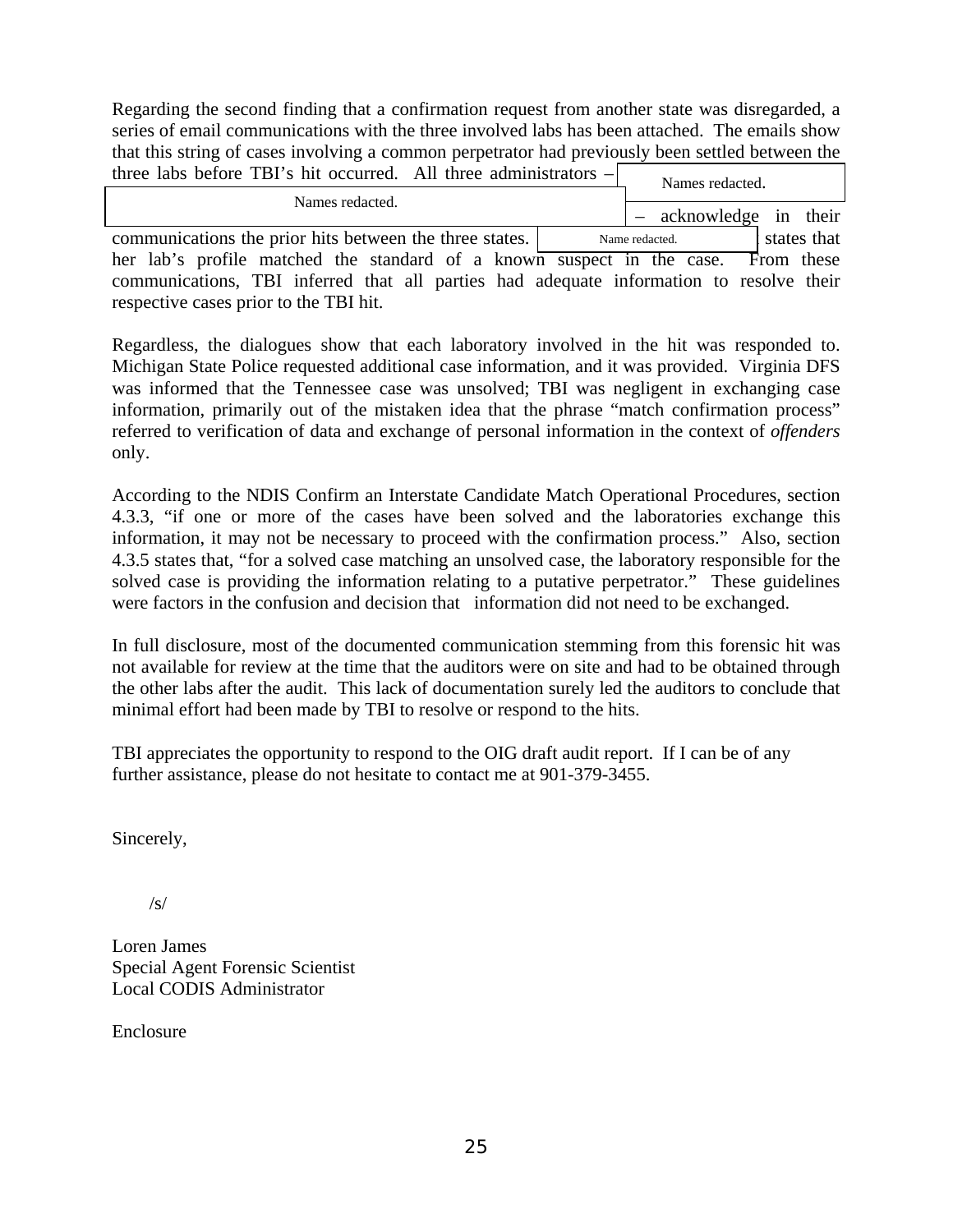Regarding the second finding that a confirmation request from another state was disregarded, a series of email communications with the three involved labs has been attached. The emails show that this string of cases involving a common perpetrator had previously been settled between the three labs before TBI's hit occurred. All three administrators – Names redacted. Names redacted. – acknowledge in their communications the prior hits between the three states. Name redacted. states that her lab's profile matched the standard of a known suspect in the case. From these communications, TBI inferred that all parties had adequate information to resolve their respective cases prior to the TBI hit.

Regardless, the dialogues show that each laboratory involved in the hit was responded to. Michigan State Police requested additional case information, and it was provided. Virginia DFS was informed that the Tennessee case was unsolved; TBI was negligent in exchanging case information, primarily out of the mistaken idea that the phrase "match confirmation process" referred to verification of data and exchange of personal information in the context of *offenders* only.

According to the NDIS Confirm an Interstate Candidate Match Operational Procedures, section 4.3.3, "if one or more of the cases have been solved and the laboratories exchange this information, it may not be necessary to proceed with the confirmation process." Also, section 4.3.5 states that, "for a solved case matching an unsolved case, the laboratory responsible for the solved case is providing the information relating to a putative perpetrator." These guidelines were factors in the confusion and decision that information did not need to be exchanged.

In full disclosure, most of the documented communication stemming from this forensic hit was not available for review at the time that the auditors were on site and had to be obtained through the other labs after the audit. This lack of documentation surely led the auditors to conclude that minimal effort had been made by TBI to resolve or respond to the hits.

TBI appreciates the opportunity to respond to the OIG draft audit report. If I can be of any further assistance, please do not hesitate to contact me at 901-379-3455.

Sincerely,

/s/

Loren James
Special Agent Forensic Scientist
Local CODIS Administrator

Enclosure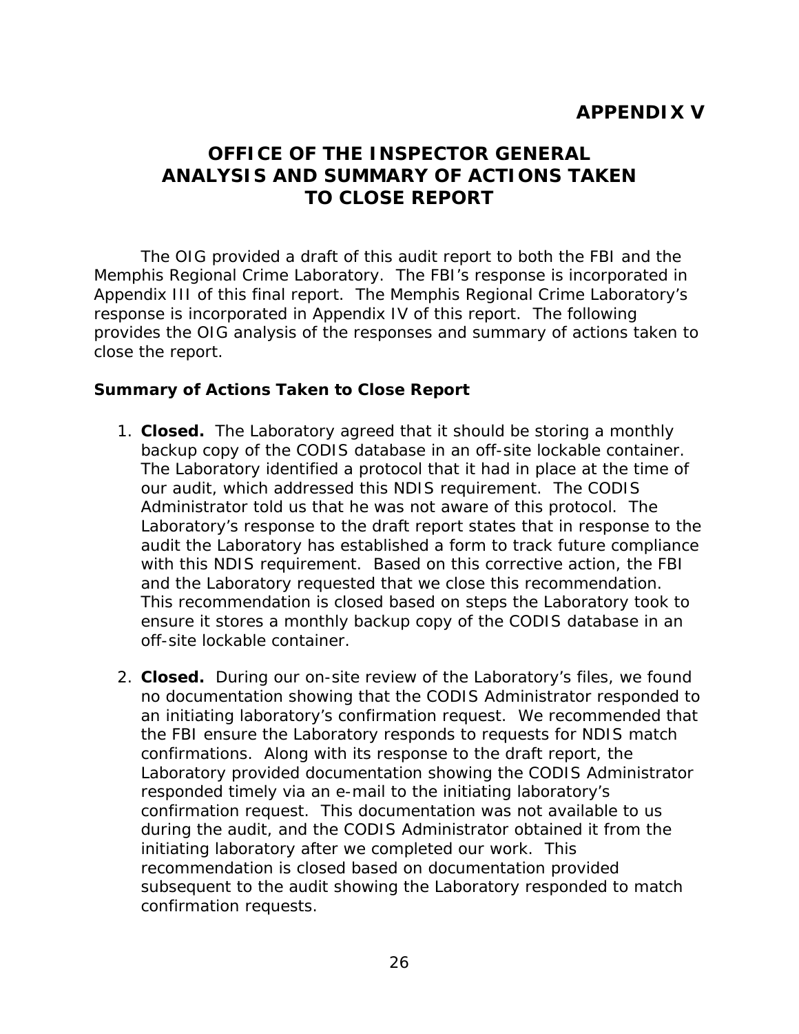# APPENDIX V

## OFFICE OF THE INSPECTOR GENERAL ANALYSIS AND SUMMARY OF ACTIONS TAKEN TO CLOSE REPORT

The OIG provided a draft of this audit report to both the FBI and the Memphis Regional Crime Laboratory. The FBI's response is incorporated in Appendix III of this final report. The Memphis Regional Crime Laboratory's response is incorporated in Appendix IV of this report. The following provides the OIG analysis of the responses and summary of actions taken to close the report.

### Summary of Actions Taken to Close Report

1. **Closed.** The Laboratory agreed that it should be storing a monthly backup copy of the CODIS database in an off-site lockable container. The Laboratory identified a protocol that it had in place at the time of our audit, which addressed this NDIS requirement. The CODIS Administrator told us that he was not aware of this protocol. The Laboratory's response to the draft report states that in response to the audit the Laboratory has established a form to track future compliance with this NDIS requirement. Based on this corrective action, the FBI and the Laboratory requested that we close this recommendation. This recommendation is closed based on steps the Laboratory took to ensure it stores a monthly backup copy of the CODIS database in an off-site lockable container.

2. **Closed.** During our on-site review of the Laboratory's files, we found no documentation showing that the CODIS Administrator responded to an initiating laboratory's confirmation request. We recommended that the FBI ensure the Laboratory responds to requests for NDIS match confirmations. Along with its response to the draft report, the Laboratory provided documentation showing the CODIS Administrator responded timely via an e-mail to the initiating laboratory's confirmation request. This documentation was not available to us during the audit, and the CODIS Administrator obtained it from the initiating laboratory after we completed our work. This recommendation is closed based on documentation provided subsequent to the audit showing the Laboratory responded to match confirmation requests.